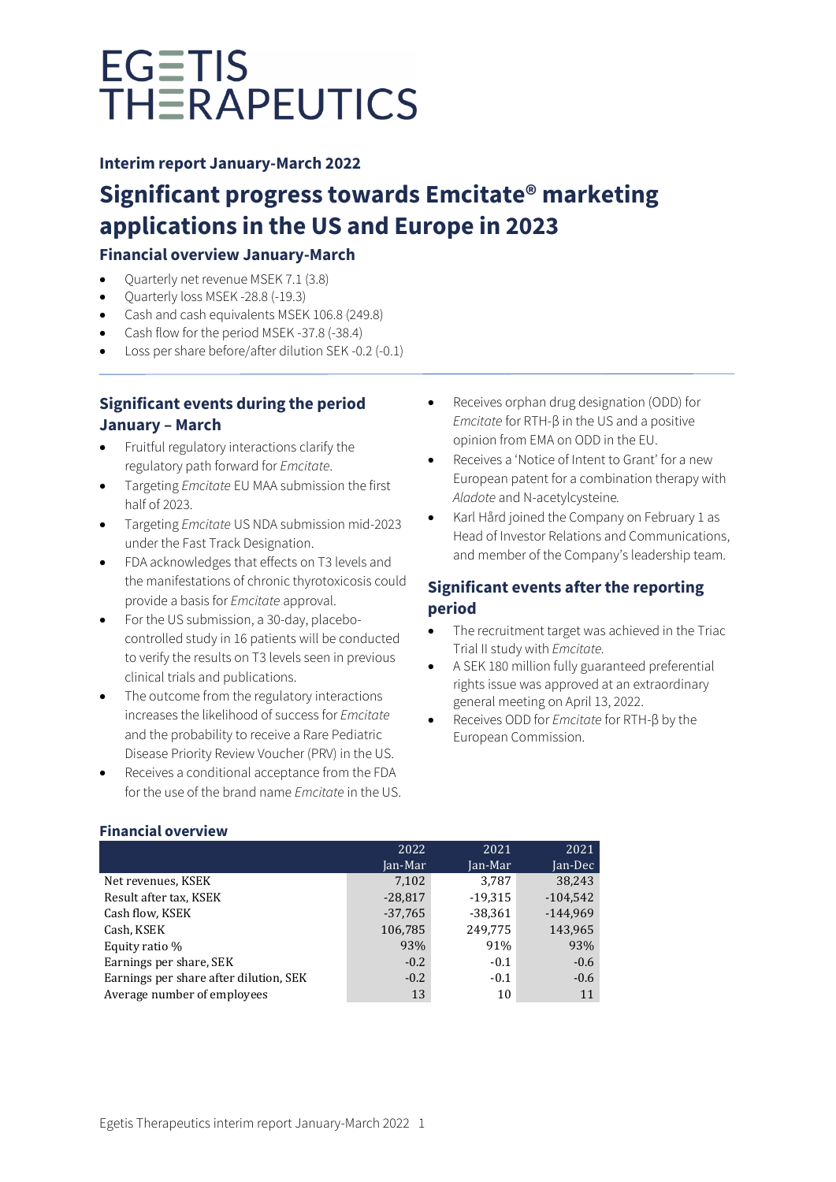# EGETIS THERAPEUTICS

**Interim report January-March 2022**

## Significant progress towards Emcitate® marketing applications in the US and Europe in 2023

### Financial overview January-March

- Quarterly net revenue MSEK 7.1 (3.8)
- Quarterly loss MSEK -28.8 (-19.3)
- Cash and cash equivalents MSEK 106.8 (249.8)
- Cash flow for the period MSEK -37.8 (-38.4)
- Loss per share before/after dilution SEK -0.2 (-0.1)

### Significant events during the period January – March

- Fruitful regulatory interactions clarify the regulatory path forward for *Emcitate*.
- Targeting *Emcitate* EU MAA submission the first half of 2023.
- Targeting *Emcitate* US NDA submission mid-2023 under the Fast Track Designation.
- FDA acknowledges that effects on T3 levels and the manifestations of chronic thyrotoxicosis could provide a basis for *Emcitate* approval.
- For the US submission, a 30-day, placebo-controlled study in 16 patients will be conducted to verify the results on T3 levels seen in previous clinical trials and publications.
- The outcome from the regulatory interactions increases the likelihood of success for *Emcitate* and the probability to receive a Rare Pediatric Disease Priority Review Voucher (PRV) in the US.
- Receives a conditional acceptance from the FDA for the use of the brand name *Emcitate* in the US.
- Receives orphan drug designation (ODD) for *Emcitate* for RTH-β in the US and a positive opinion from EMA on ODD in the EU.
- Receives a 'Notice of Intent to Grant' for a new European patent for a combination therapy with *Aladote* and N-acetylcysteine.
- Karl Hård joined the Company on February 1 as Head of Investor Relations and Communications, and member of the Company's leadership team.

### Significant events after the reporting period

- The recruitment target was achieved in the Triac Trial II study with *Emcitate*.
- A SEK 180 million fully guaranteed preferential rights issue was approved at an extraordinary general meeting on April 13, 2022.
- Receives ODD for *Emcitate* for RTH-β by the European Commission.

### Financial overview

| | 2022 Jan-Mar | 2021 Jan-Mar | 2021 Jan-Dec |
|---|---|---|---|
| Net revenues, KSEK | 7,102 | 3,787 | 38,243 |
| Result after tax, KSEK | -28,817 | -19,315 | -104,542 |
| Cash flow, KSEK | -37,765 | -38,361 | -144,969 |
| Cash, KSEK | 106,785 | 249,775 | 143,965 |
| Equity ratio % | 93% | 91% | 93% |
| Earnings per share, SEK | -0.2 | -0.1 | -0.6 |
| Earnings per share after dilution, SEK | -0.2 | -0.1 | -0.6 |
| Average number of employees | 13 | 10 | 11 |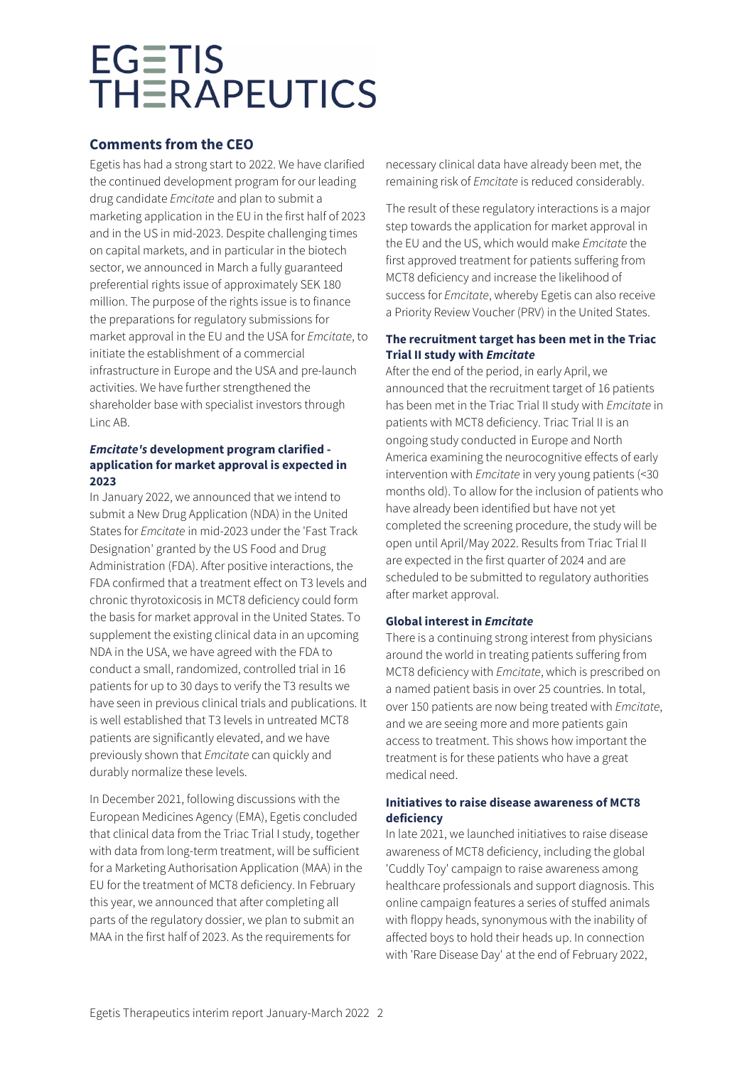## Comments from the CEO

Egetis has had a strong start to 2022. We have clarified the continued development program for our leading drug candidate *Emcitate* and plan to submit a marketing application in the EU in the first half of 2023 and in the US in mid-2023. Despite challenging times on capital markets, and in particular in the biotech sector, we announced in March a fully guaranteed preferential rights issue of approximately SEK 180 million. The purpose of the rights issue is to finance the preparations for regulatory submissions for market approval in the EU and the USA for *Emcitate*, to initiate the establishment of a commercial infrastructure in Europe and the USA and pre-launch activities. We have further strengthened the shareholder base with specialist investors through Linc AB.

### *Emcitate's* development program clarified - application for market approval is expected in 2023

In January 2022, we announced that we intend to submit a New Drug Application (NDA) in the United States for *Emcitate* in mid-2023 under the 'Fast Track Designation' granted by the US Food and Drug Administration (FDA). After positive interactions, the FDA confirmed that a treatment effect on T3 levels and chronic thyrotoxicosis in MCT8 deficiency could form the basis for market approval in the United States. To supplement the existing clinical data in an upcoming NDA in the USA, we have agreed with the FDA to conduct a small, randomized, controlled trial in 16 patients for up to 30 days to verify the T3 results we have seen in previous clinical trials and publications. It is well established that T3 levels in untreated MCT8 patients are significantly elevated, and we have previously shown that *Emcitate* can quickly and durably normalize these levels.

In December 2021, following discussions with the European Medicines Agency (EMA), Egetis concluded that clinical data from the Triac Trial I study, together with data from long-term treatment, will be sufficient for a Marketing Authorisation Application (MAA) in the EU for the treatment of MCT8 deficiency. In February this year, we announced that after completing all parts of the regulatory dossier, we plan to submit an MAA in the first half of 2023. As the requirements for necessary clinical data have already been met, the remaining risk of *Emcitate* is reduced considerably.

The result of these regulatory interactions is a major step towards the application for market approval in the EU and the US, which would make *Emcitate* the first approved treatment for patients suffering from MCT8 deficiency and increase the likelihood of success for *Emcitate*, whereby Egetis can also receive a Priority Review Voucher (PRV) in the United States.

### The recruitment target has been met in the Triac Trial II study with *Emcitate*

After the end of the period, in early April, we announced that the recruitment target of 16 patients has been met in the Triac Trial II study with *Emcitate* in patients with MCT8 deficiency. Triac Trial II is an ongoing study conducted in Europe and North America examining the neurocognitive effects of early intervention with *Emcitate* in very young patients (<30 months old). To allow for the inclusion of patients who have already been identified but have not yet completed the screening procedure, the study will be open until April/May 2022. Results from Triac Trial II are expected in the first quarter of 2024 and are scheduled to be submitted to regulatory authorities after market approval.

### Global interest in *Emcitate*

There is a continuing strong interest from physicians around the world in treating patients suffering from MCT8 deficiency with *Emcitate*, which is prescribed on a named patient basis in over 25 countries. In total, over 150 patients are now being treated with *Emcitate*, and we are seeing more and more patients gain access to treatment. This shows how important the treatment is for these patients who have a great medical need.

### Initiatives to raise disease awareness of MCT8 deficiency

In late 2021, we launched initiatives to raise disease awareness of MCT8 deficiency, including the global 'Cuddly Toy' campaign to raise awareness among healthcare professionals and support diagnosis. This online campaign features a series of stuffed animals with floppy heads, synonymous with the inability of affected boys to hold their heads up. In connection with 'Rare Disease Day' at the end of February 2022,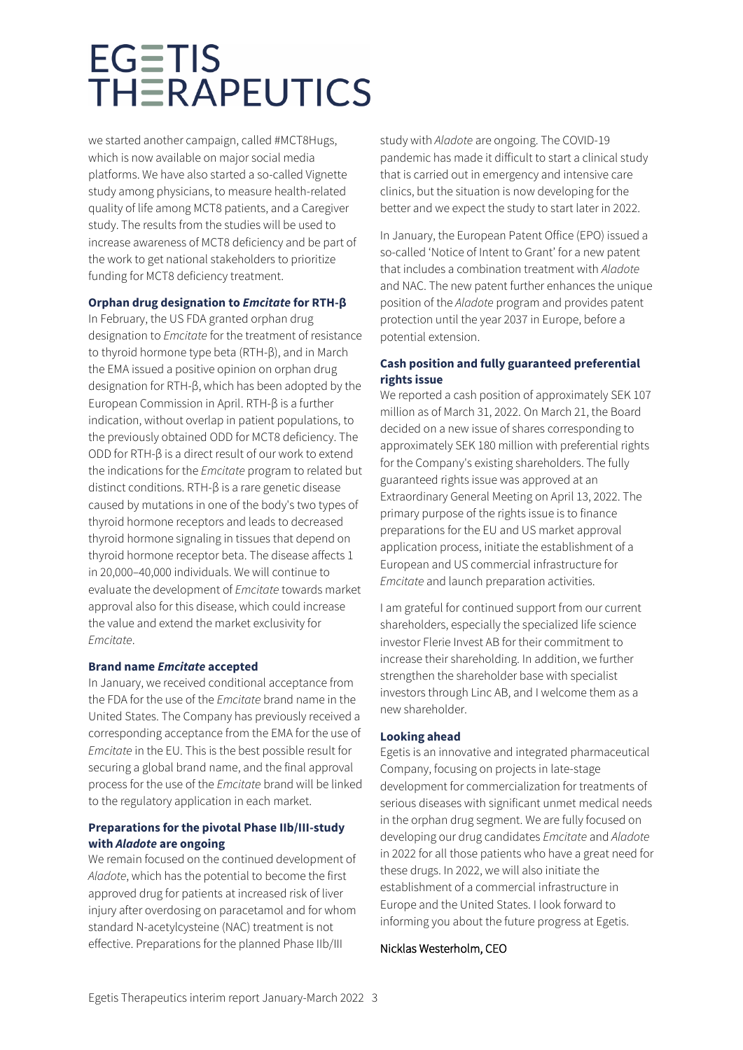we started another campaign, called #MCT8Hugs, which is now available on major social media platforms. We have also started a so-called Vignette study among physicians, to measure health-related quality of life among MCT8 patients, and a Caregiver study. The results from the studies will be used to increase awareness of MCT8 deficiency and be part of the work to get national stakeholders to prioritize funding for MCT8 deficiency treatment.

**Orphan drug designation to *Emcitate* for RTH-β**

In February, the US FDA granted orphan drug designation to *Emcitate* for the treatment of resistance to thyroid hormone type beta (RTH-β), and in March the EMA issued a positive opinion on orphan drug designation for RTH-β, which has been adopted by the European Commission in April. RTH-β is a further indication, without overlap in patient populations, to the previously obtained ODD for MCT8 deficiency. The ODD for RTH-β is a direct result of our work to extend the indications for the *Emcitate* program to related but distinct conditions. RTH-β is a rare genetic disease caused by mutations in one of the body's two types of thyroid hormone receptors and leads to decreased thyroid hormone signaling in tissues that depend on thyroid hormone receptor beta. The disease affects 1 in 20,000–40,000 individuals. We will continue to evaluate the development of *Emcitate* towards market approval also for this disease, which could increase the value and extend the market exclusivity for *Emcitate*.

**Brand name *Emcitate* accepted**

In January, we received conditional acceptance from the FDA for the use of the *Emcitate* brand name in the United States. The Company has previously received a corresponding acceptance from the EMA for the use of *Emcitate* in the EU. This is the best possible result for securing a global brand name, and the final approval process for the use of the *Emcitate* brand will be linked to the regulatory application in each market.

**Preparations for the pivotal Phase IIb/III-study with *Aladote* are ongoing**

We remain focused on the continued development of *Aladote*, which has the potential to become the first approved drug for patients at increased risk of liver injury after overdosing on paracetamol and for whom standard N-acetylcysteine (NAC) treatment is not effective. Preparations for the planned Phase IIb/III study with *Aladote* are ongoing. The COVID-19 pandemic has made it difficult to start a clinical study that is carried out in emergency and intensive care clinics, but the situation is now developing for the better and we expect the study to start later in 2022.

In January, the European Patent Office (EPO) issued a so-called 'Notice of Intent to Grant' for a new patent that includes a combination treatment with *Aladote* and NAC. The new patent further enhances the unique position of the *Aladote* program and provides patent protection until the year 2037 in Europe, before a potential extension.

**Cash position and fully guaranteed preferential rights issue**

We reported a cash position of approximately SEK 107 million as of March 31, 2022. On March 21, the Board decided on a new issue of shares corresponding to approximately SEK 180 million with preferential rights for the Company's existing shareholders. The fully guaranteed rights issue was approved at an Extraordinary General Meeting on April 13, 2022. The primary purpose of the rights issue is to finance preparations for the EU and US market approval application process, initiate the establishment of a European and US commercial infrastructure for *Emcitate* and launch preparation activities.

I am grateful for continued support from our current shareholders, especially the specialized life science investor Flerie Invest AB for their commitment to increase their shareholding. In addition, we further strengthen the shareholder base with specialist investors through Linc AB, and I welcome them as a new shareholder.

**Looking ahead**

Egetis is an innovative and integrated pharmaceutical Company, focusing on projects in late-stage development for commercialization for treatments of serious diseases with significant unmet medical needs in the orphan drug segment. We are fully focused on developing our drug candidates *Emcitate* and *Aladote* in 2022 for all those patients who have a great need for these drugs. In 2022, we will also initiate the establishment of a commercial infrastructure in Europe and the United States. I look forward to informing you about the future progress at Egetis.

Nicklas Westerholm, CEO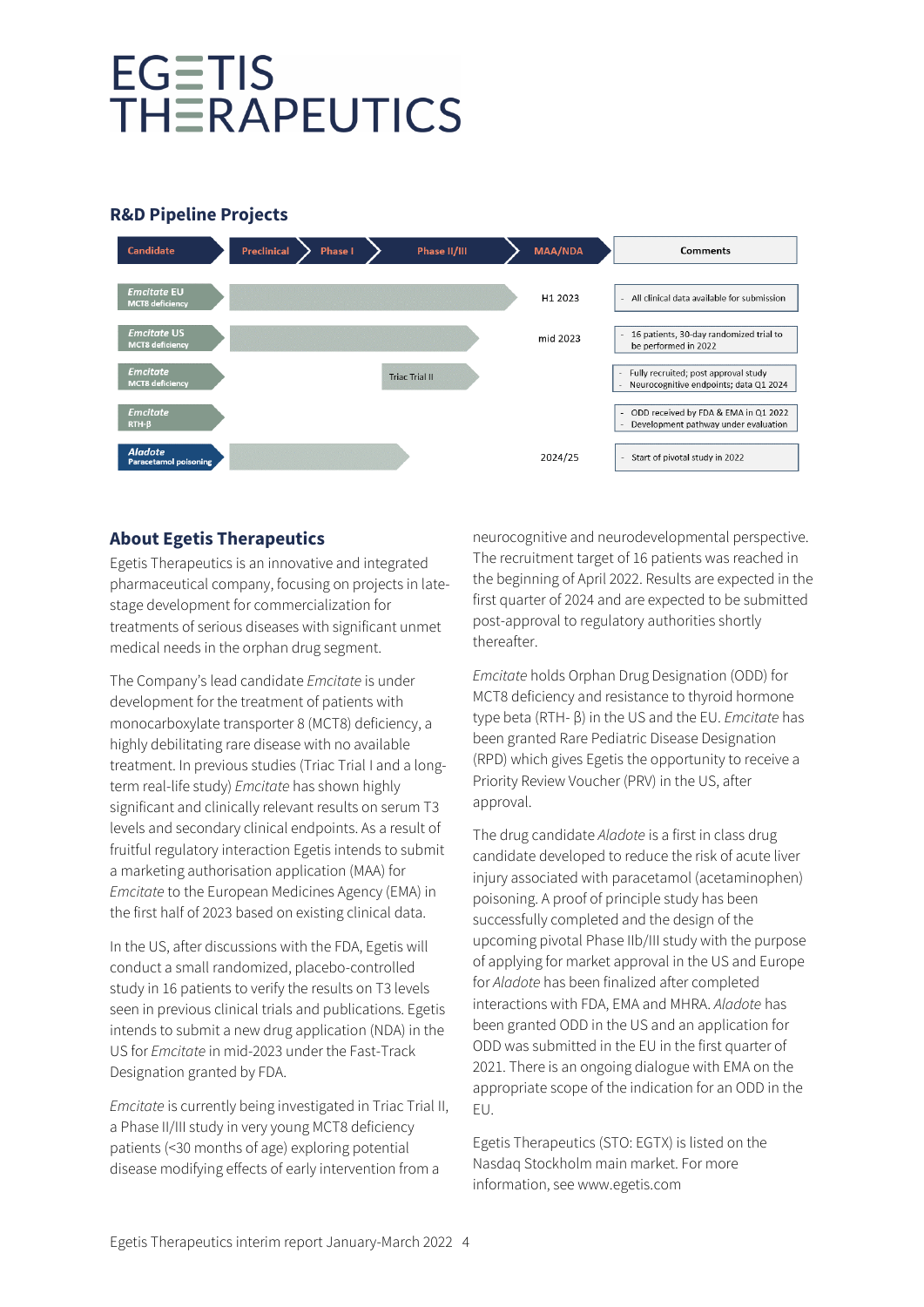# EGETIS THERAPEUTICS

## R&D Pipeline Projects

| Candidate | Preclinical | Phase I | Phase II/III | MAA/NDA | Comments |
|---|---|---|---|---|---|
| *Emcitate* EU MCT8 deficiency | | | | H1 2023 | - All clinical data available for submission |
| *Emcitate* US MCT8 deficiency | | | | mid 2023 | - 16 patients, 30-day randomized trial to be performed in 2022 |
| *Emcitate* MCT8 deficiency | | | Triac Trial II | | - Fully recruited; post approval study<br>- Neurocognitive endpoints; data Q1 2024 |
| *Emcitate* RTH-β | | | | | - ODD received by FDA & EMA in Q1 2022<br>- Development pathway under evaluation |
| *Aladote* Paracetamol poisoning | | | | 2024/25 | - Start of pivotal study in 2022 |

## About Egetis Therapeutics

Egetis Therapeutics is an innovative and integrated pharmaceutical company, focusing on projects in late-stage development for commercialization for treatments of serious diseases with significant unmet medical needs in the orphan drug segment.

The Company's lead candidate *Emcitate* is under development for the treatment of patients with monocarboxylate transporter 8 (MCT8) deficiency, a highly debilitating rare disease with no available treatment. In previous studies (Triac Trial I and a long-term real-life study) *Emcitate* has shown highly significant and clinically relevant results on serum T3 levels and secondary clinical endpoints. As a result of fruitful regulatory interaction Egetis intends to submit a marketing authorisation application (MAA) for *Emcitate* to the European Medicines Agency (EMA) in the first half of 2023 based on existing clinical data.

In the US, after discussions with the FDA, Egetis will conduct a small randomized, placebo-controlled study in 16 patients to verify the results on T3 levels seen in previous clinical trials and publications. Egetis intends to submit a new drug application (NDA) in the US for *Emcitate* in mid-2023 under the Fast-Track Designation granted by FDA.

*Emcitate* is currently being investigated in Triac Trial II, a Phase II/III study in very young MCT8 deficiency patients (<30 months of age) exploring potential disease modifying effects of early intervention from a neurocognitive and neurodevelopmental perspective. The recruitment target of 16 patients was reached in the beginning of April 2022. Results are expected in the first quarter of 2024 and are expected to be submitted post-approval to regulatory authorities shortly thereafter.

*Emcitate* holds Orphan Drug Designation (ODD) for MCT8 deficiency and resistance to thyroid hormone type beta (RTH- β) in the US and the EU. *Emcitate* has been granted Rare Pediatric Disease Designation (RPD) which gives Egetis the opportunity to receive a Priority Review Voucher (PRV) in the US, after approval.

The drug candidate *Aladote* is a first in class drug candidate developed to reduce the risk of acute liver injury associated with paracetamol (acetaminophen) poisoning. A proof of principle study has been successfully completed and the design of the upcoming pivotal Phase IIb/III study with the purpose of applying for market approval in the US and Europe for *Aladote* has been finalized after completed interactions with FDA, EMA and MHRA. *Aladote* has been granted ODD in the US and an application for ODD was submitted in the EU in the first quarter of 2021. There is an ongoing dialogue with EMA on the appropriate scope of the indication for an ODD in the EU.

Egetis Therapeutics (STO: EGTX) is listed on the Nasdaq Stockholm main market. For more information, see www.egetis.com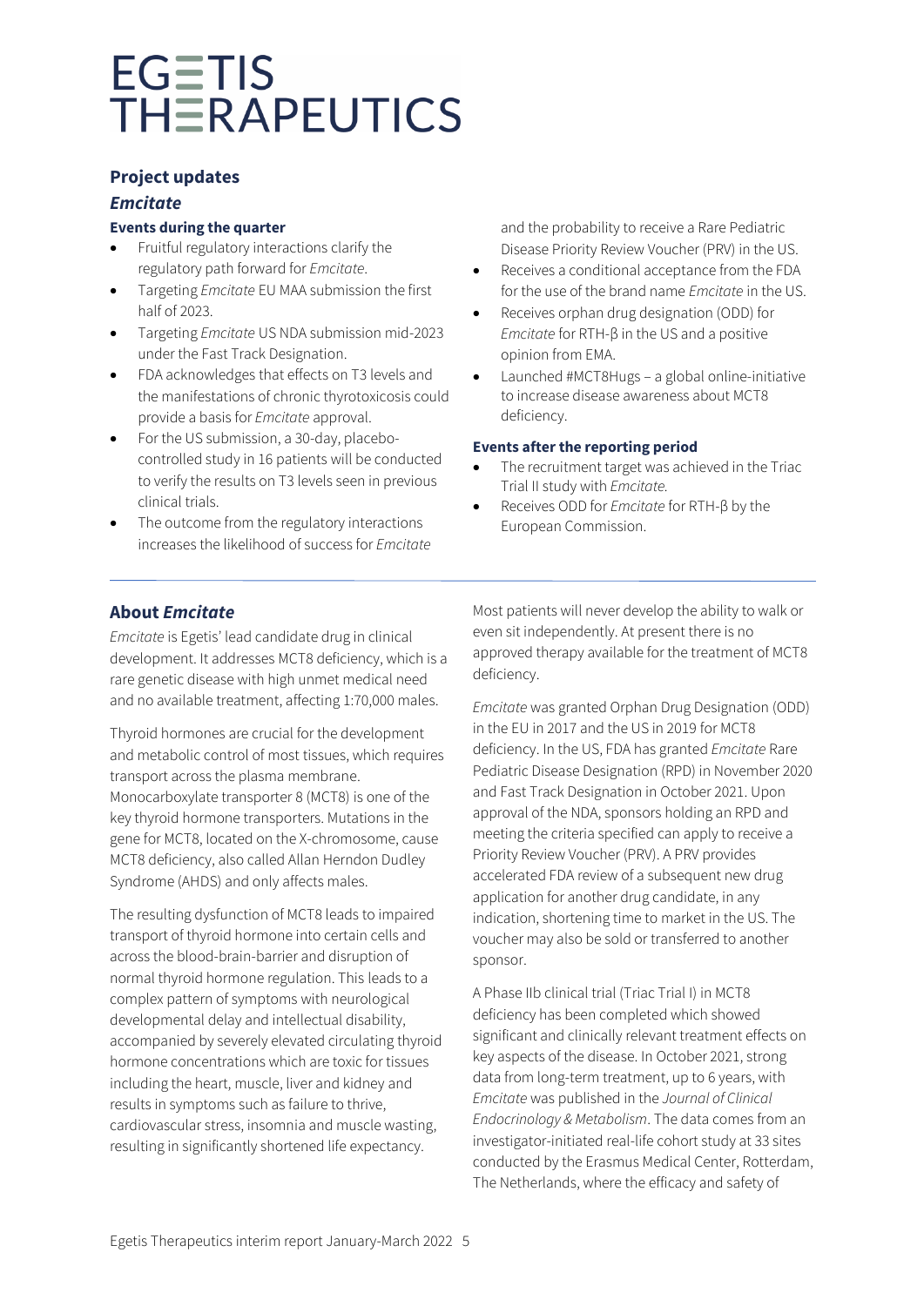## Project updates

### *Emcitate*

#### Events during the quarter

- Fruitful regulatory interactions clarify the regulatory path forward for *Emcitate*.
- Targeting *Emcitate* EU MAA submission the first half of 2023.
- Targeting *Emcitate* US NDA submission mid-2023 under the Fast Track Designation.
- FDA acknowledges that effects on T3 levels and the manifestations of chronic thyrotoxicosis could provide a basis for *Emcitate* approval.
- For the US submission, a 30-day, placebo-controlled study in 16 patients will be conducted to verify the results on T3 levels seen in previous clinical trials.
- The outcome from the regulatory interactions increases the likelihood of success for *Emcitate* and the probability to receive a Rare Pediatric Disease Priority Review Voucher (PRV) in the US.
- Receives a conditional acceptance from the FDA for the use of the brand name *Emcitate* in the US.
- Receives orphan drug designation (ODD) for *Emcitate* for RTH-β in the US and a positive opinion from EMA.
- Launched #MCT8Hugs – a global online-initiative to increase disease awareness about MCT8 deficiency.

#### Events after the reporting period

- The recruitment target was achieved in the Triac Trial II study with *Emcitate*.
- Receives ODD for *Emcitate* for RTH-β by the European Commission.

## About *Emcitate*

*Emcitate* is Egetis' lead candidate drug in clinical development. It addresses MCT8 deficiency, which is a rare genetic disease with high unmet medical need and no available treatment, affecting 1:70,000 males.

Thyroid hormones are crucial for the development and metabolic control of most tissues, which requires transport across the plasma membrane. Monocarboxylate transporter 8 (MCT8) is one of the key thyroid hormone transporters. Mutations in the gene for MCT8, located on the X-chromosome, cause MCT8 deficiency, also called Allan Herndon Dudley Syndrome (AHDS) and only affects males.

The resulting dysfunction of MCT8 leads to impaired transport of thyroid hormone into certain cells and across the blood-brain-barrier and disruption of normal thyroid hormone regulation. This leads to a complex pattern of symptoms with neurological developmental delay and intellectual disability, accompanied by severely elevated circulating thyroid hormone concentrations which are toxic for tissues including the heart, muscle, liver and kidney and results in symptoms such as failure to thrive, cardiovascular stress, insomnia and muscle wasting, resulting in significantly shortened life expectancy. Most patients will never develop the ability to walk or even sit independently. At present there is no approved therapy available for the treatment of MCT8 deficiency.

*Emcitate* was granted Orphan Drug Designation (ODD) in the EU in 2017 and the US in 2019 for MCT8 deficiency. In the US, FDA has granted *Emcitate* Rare Pediatric Disease Designation (RPD) in November 2020 and Fast Track Designation in October 2021. Upon approval of the NDA, sponsors holding an RPD and meeting the criteria specified can apply to receive a Priority Review Voucher (PRV). A PRV provides accelerated FDA review of a subsequent new drug application for another drug candidate, in any indication, shortening time to market in the US. The voucher may also be sold or transferred to another sponsor.

A Phase IIb clinical trial (Triac Trial I) in MCT8 deficiency has been completed which showed significant and clinically relevant treatment effects on key aspects of the disease. In October 2021, strong data from long-term treatment, up to 6 years, with *Emcitate* was published in the *Journal of Clinical Endocrinology & Metabolism*. The data comes from an investigator-initiated real-life cohort study at 33 sites conducted by the Erasmus Medical Center, Rotterdam, The Netherlands, where the efficacy and safety of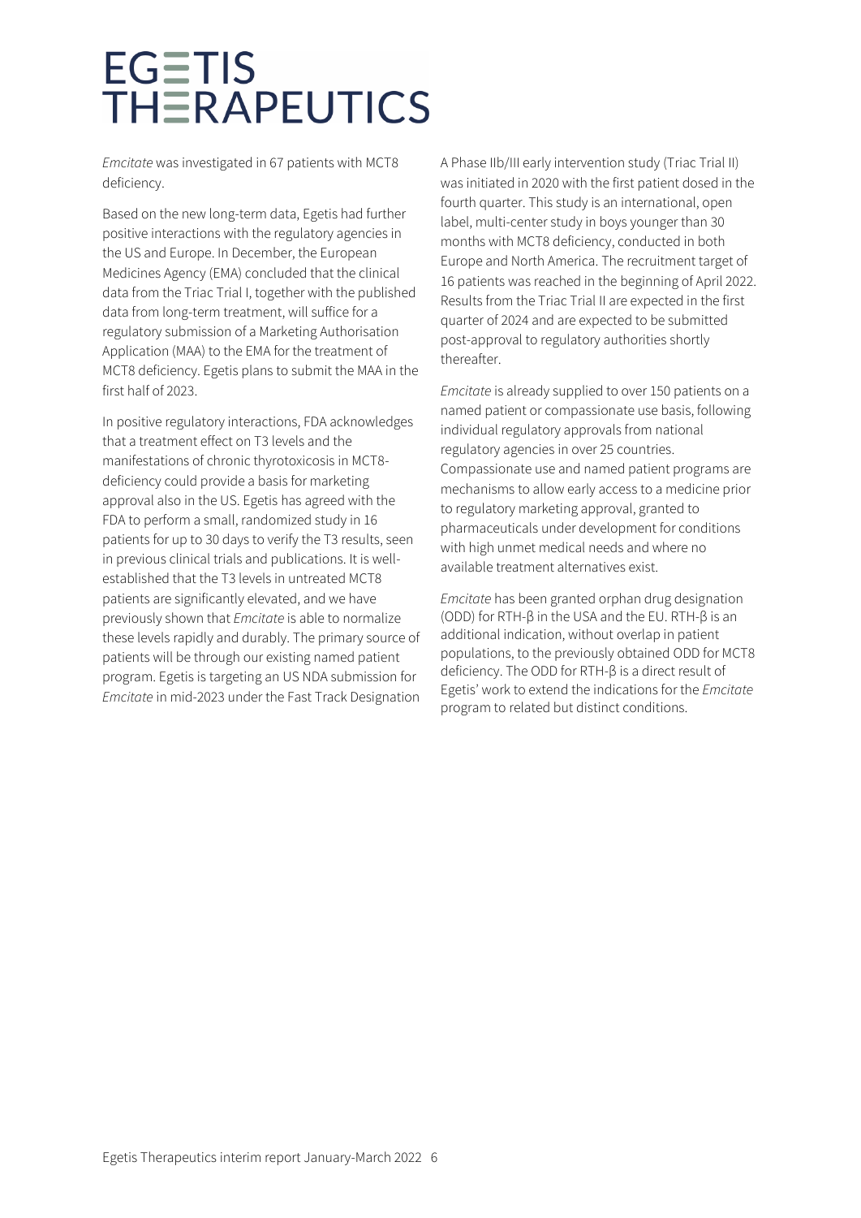*Emcitate* was investigated in 67 patients with MCT8 deficiency.

Based on the new long-term data, Egetis had further positive interactions with the regulatory agencies in the US and Europe. In December, the European Medicines Agency (EMA) concluded that the clinical data from the Triac Trial I, together with the published data from long-term treatment, will suffice for a regulatory submission of a Marketing Authorisation Application (MAA) to the EMA for the treatment of MCT8 deficiency. Egetis plans to submit the MAA in the first half of 2023.

In positive regulatory interactions, FDA acknowledges that a treatment effect on T3 levels and the manifestations of chronic thyrotoxicosis in MCT8-deficiency could provide a basis for marketing approval also in the US. Egetis has agreed with the FDA to perform a small, randomized study in 16 patients for up to 30 days to verify the T3 results, seen in previous clinical trials and publications. It is well-established that the T3 levels in untreated MCT8 patients are significantly elevated, and we have previously shown that *Emcitate* is able to normalize these levels rapidly and durably. The primary source of patients will be through our existing named patient program. Egetis is targeting an US NDA submission for *Emcitate* in mid-2023 under the Fast Track Designation

A Phase IIb/III early intervention study (Triac Trial II) was initiated in 2020 with the first patient dosed in the fourth quarter. This study is an international, open label, multi-center study in boys younger than 30 months with MCT8 deficiency, conducted in both Europe and North America. The recruitment target of 16 patients was reached in the beginning of April 2022. Results from the Triac Trial II are expected in the first quarter of 2024 and are expected to be submitted post-approval to regulatory authorities shortly thereafter.

*Emcitate* is already supplied to over 150 patients on a named patient or compassionate use basis, following individual regulatory approvals from national regulatory agencies in over 25 countries. Compassionate use and named patient programs are mechanisms to allow early access to a medicine prior to regulatory marketing approval, granted to pharmaceuticals under development for conditions with high unmet medical needs and where no available treatment alternatives exist.

*Emcitate* has been granted orphan drug designation (ODD) for RTH-β in the USA and the EU. RTH-β is an additional indication, without overlap in patient populations, to the previously obtained ODD for MCT8 deficiency. The ODD for RTH-β is a direct result of Egetis' work to extend the indications for the *Emcitate* program to related but distinct conditions.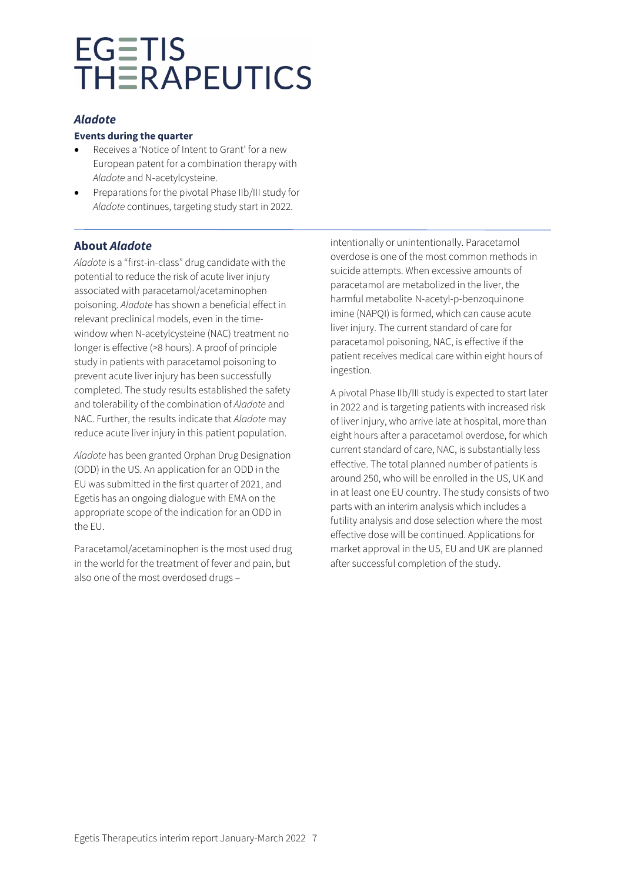# *Aladote*

**Events during the quarter**

- Receives a 'Notice of Intent to Grant' for a new European patent for a combination therapy with *Aladote* and N-acetylcysteine.
- Preparations for the pivotal Phase IIb/III study for *Aladote* continues, targeting study start in 2022.

## About *Aladote*

*Aladote* is a "first-in-class" drug candidate with the potential to reduce the risk of acute liver injury associated with paracetamol/acetaminophen poisoning. *Aladote* has shown a beneficial effect in relevant preclinical models, even in the time-window when N-acetylcysteine (NAC) treatment no longer is effective (>8 hours). A proof of principle study in patients with paracetamol poisoning to prevent acute liver injury has been successfully completed. The study results established the safety and tolerability of the combination of *Aladote* and NAC. Further, the results indicate that *Aladote* may reduce acute liver injury in this patient population.

*Aladote* has been granted Orphan Drug Designation (ODD) in the US. An application for an ODD in the EU was submitted in the first quarter of 2021, and Egetis has an ongoing dialogue with EMA on the appropriate scope of the indication for an ODD in the EU.

Paracetamol/acetaminophen is the most used drug in the world for the treatment of fever and pain, but also one of the most overdosed drugs – intentionally or unintentionally. Paracetamol overdose is one of the most common methods in suicide attempts. When excessive amounts of paracetamol are metabolized in the liver, the harmful metabolite N-acetyl-p-benzoquinone imine (NAPQI) is formed, which can cause acute liver injury. The current standard of care for paracetamol poisoning, NAC, is effective if the patient receives medical care within eight hours of ingestion.

A pivotal Phase IIb/III study is expected to start later in 2022 and is targeting patients with increased risk of liver injury, who arrive late at hospital, more than eight hours after a paracetamol overdose, for which current standard of care, NAC, is substantially less effective. The total planned number of patients is around 250, who will be enrolled in the US, UK and in at least one EU country. The study consists of two parts with an interim analysis which includes a futility analysis and dose selection where the most effective dose will be continued. Applications for market approval in the US, EU and UK are planned after successful completion of the study.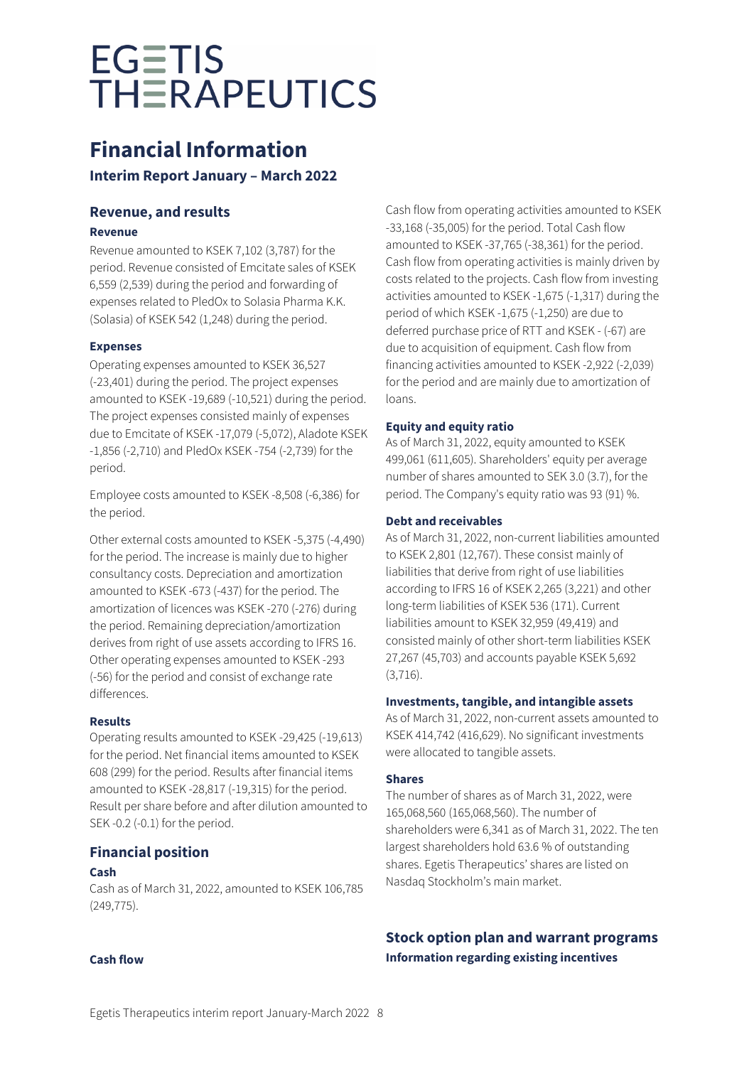# EGETIS THERAPEUTICS

# Financial Information

## Interim Report January – March 2022

## Revenue, and results

### Revenue

Revenue amounted to KSEK 7,102 (3,787) for the period. Revenue consisted of Emcitate sales of KSEK 6,559 (2,539) during the period and forwarding of expenses related to PledOx to Solasia Pharma K.K. (Solasia) of KSEK 542 (1,248) during the period.

### Expenses

Operating expenses amounted to KSEK 36,527 (-23,401) during the period. The project expenses amounted to KSEK -19,689 (-10,521) during the period. The project expenses consisted mainly of expenses due to Emcitate of KSEK -17,079 (-5,072), Aladote KSEK -1,856 (-2,710) and PledOx KSEK -754 (-2,739) for the period.

Employee costs amounted to KSEK -8,508 (-6,386) for the period.

Other external costs amounted to KSEK -5,375 (-4,490) for the period. The increase is mainly due to higher consultancy costs. Depreciation and amortization amounted to KSEK -673 (-437) for the period. The amortization of licences was KSEK -270 (-276) during the period. Remaining depreciation/amortization derives from right of use assets according to IFRS 16. Other operating expenses amounted to KSEK -293 (-56) for the period and consist of exchange rate differences.

### Results

Operating results amounted to KSEK -29,425 (-19,613) for the period. Net financial items amounted to KSEK 608 (299) for the period. Results after financial items amounted to KSEK -28,817 (-19,315) for the period. Result per share before and after dilution amounted to SEK -0.2 (-0.1) for the period.

## Financial position

### Cash

Cash as of March 31, 2022, amounted to KSEK 106,785 (249,775).

### Cash flow

Cash flow from operating activities amounted to KSEK -33,168 (-35,005) for the period. Total Cash flow amounted to KSEK -37,765 (-38,361) for the period. Cash flow from operating activities is mainly driven by costs related to the projects. Cash flow from investing activities amounted to KSEK -1,675 (-1,317) during the period of which KSEK -1,675 (-1,250) are due to deferred purchase price of RTT and KSEK - (-67) are due to acquisition of equipment. Cash flow from financing activities amounted to KSEK -2,922 (-2,039) for the period and are mainly due to amortization of loans.

### Equity and equity ratio

As of March 31, 2022, equity amounted to KSEK 499,061 (611,605). Shareholders' equity per average number of shares amounted to SEK 3.0 (3.7), for the period. The Company's equity ratio was 93 (91) %.

### Debt and receivables

As of March 31, 2022, non-current liabilities amounted to KSEK 2,801 (12,767). These consist mainly of liabilities that derive from right of use liabilities according to IFRS 16 of KSEK 2,265 (3,221) and other long-term liabilities of KSEK 536 (171). Current liabilities amount to KSEK 32,959 (49,419) and consisted mainly of other short-term liabilities KSEK 27,267 (45,703) and accounts payable KSEK 5,692 (3,716).

### Investments, tangible, and intangible assets

As of March 31, 2022, non-current assets amounted to KSEK 414,742 (416,629). No significant investments were allocated to tangible assets.

### Shares

The number of shares as of March 31, 2022, were 165,068,560 (165,068,560). The number of shareholders were 6,341 as of March 31, 2022. The ten largest shareholders hold 63.6 % of outstanding shares. Egetis Therapeutics' shares are listed on Nasdaq Stockholm's main market.

## Stock option plan and warrant programs

### Information regarding existing incentives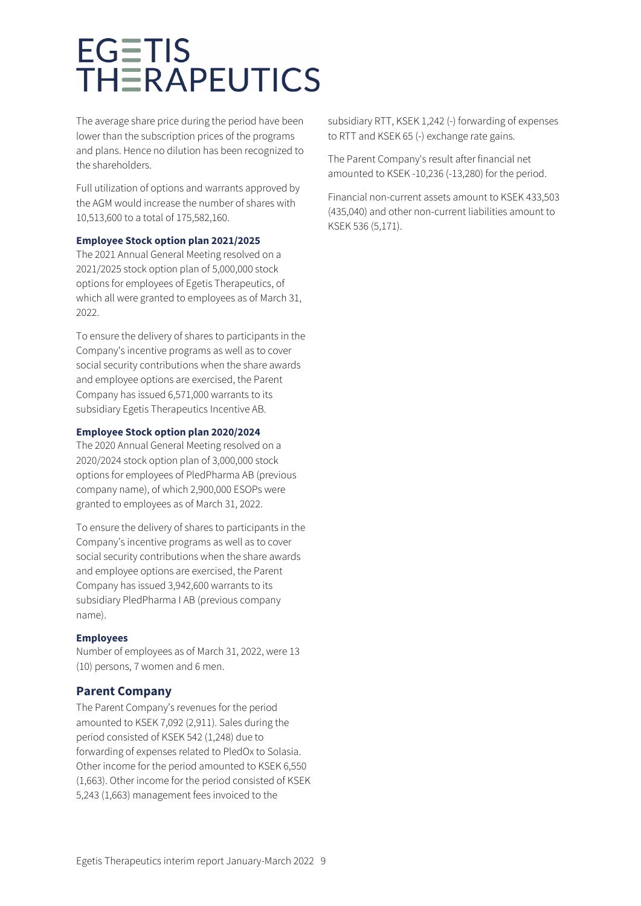The average share price during the period have been lower than the subscription prices of the programs and plans. Hence no dilution has been recognized to the shareholders.

Full utilization of options and warrants approved by the AGM would increase the number of shares with 10,513,600 to a total of 175,582,160.

**Employee Stock option plan 2021/2025**

The 2021 Annual General Meeting resolved on a 2021/2025 stock option plan of 5,000,000 stock options for employees of Egetis Therapeutics, of which all were granted to employees as of March 31, 2022.

To ensure the delivery of shares to participants in the Company's incentive programs as well as to cover social security contributions when the share awards and employee options are exercised, the Parent Company has issued 6,571,000 warrants to its subsidiary Egetis Therapeutics Incentive AB.

**Employee Stock option plan 2020/2024**

The 2020 Annual General Meeting resolved on a 2020/2024 stock option plan of 3,000,000 stock options for employees of PledPharma AB (previous company name), of which 2,900,000 ESOPs were granted to employees as of March 31, 2022.

To ensure the delivery of shares to participants in the Company's incentive programs as well as to cover social security contributions when the share awards and employee options are exercised, the Parent Company has issued 3,942,600 warrants to its subsidiary PledPharma I AB (previous company name).

**Employees**

Number of employees as of March 31, 2022, were 13 (10) persons, 7 women and 6 men.

## Parent Company

The Parent Company's revenues for the period amounted to KSEK 7,092 (2,911). Sales during the period consisted of KSEK 542 (1,248) due to forwarding of expenses related to PledOx to Solasia. Other income for the period amounted to KSEK 6,550 (1,663). Other income for the period consisted of KSEK 5,243 (1,663) management fees invoiced to the subsidiary RTT, KSEK 1,242 (-) forwarding of expenses to RTT and KSEK 65 (-) exchange rate gains.

The Parent Company's result after financial net amounted to KSEK -10,236 (-13,280) for the period.

Financial non-current assets amount to KSEK 433,503 (435,040) and other non-current liabilities amount to KSEK 536 (5,171).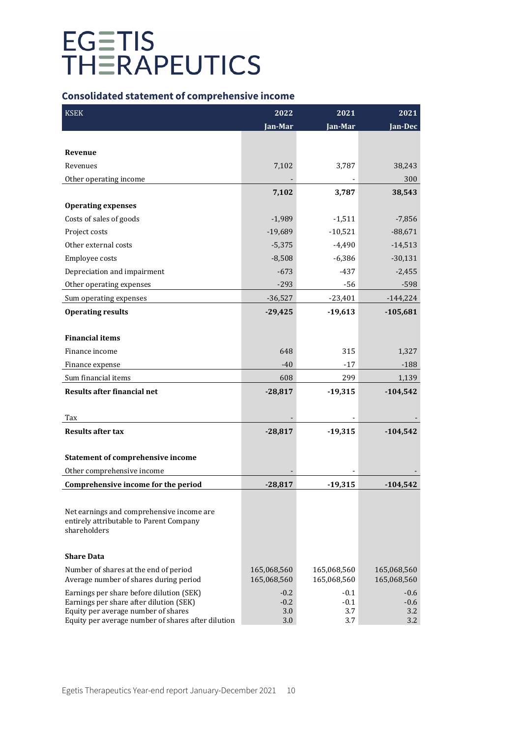EGETIS THERAPEUTICS

## Consolidated statement of comprehensive income

| KSEK | 2022 Jan-Mar | 2021 Jan-Mar | 2021 Jan-Dec |
|---|---|---|---|
| **Revenue** | | | |
| Revenues | 7,102 | 3,787 | 38,243 |
| Other operating income | - | - | 300 |
| | **7,102** | **3,787** | **38,543** |
| **Operating expenses** | | | |
| Costs of sales of goods | -1,989 | -1,511 | -7,856 |
| Project costs | -19,689 | -10,521 | -88,671 |
| Other external costs | -5,375 | -4,490 | -14,513 |
| Employee costs | -8,508 | -6,386 | -30,131 |
| Depreciation and impairment | -673 | -437 | -2,455 |
| Other operating expenses | -293 | -56 | -598 |
| Sum operating expenses | -36,527 | -23,401 | -144,224 |
| **Operating results** | **-29,425** | **-19,613** | **-105,681** |
| **Financial items** | | | |
| Finance income | 648 | 315 | 1,327 |
| Finance expense | -40 | -17 | -188 |
| Sum financial items | 608 | 299 | 1,139 |
| **Results after financial net** | **-28,817** | **-19,315** | **-104,542** |
| Tax | - | - | - |
| **Results after tax** | **-28,817** | **-19,315** | **-104,542** |
| **Statement of comprehensive income** | | | |
| Other comprehensive income | - | - | - |
| **Comprehensive income for the period** | **-28,817** | **-19,315** | **-104,542** |
| Net earnings and comprehensive income are entirely attributable to Parent Company shareholders | | | |
| **Share Data** | | | |
| Number of shares at the end of period | 165,068,560 | 165,068,560 | 165,068,560 |
| Average number of shares during period | 165,068,560 | 165,068,560 | 165,068,560 |
| Earnings per share before dilution (SEK) | -0.2 | -0.1 | -0.6 |
| Earnings per share after dilution (SEK) | -0.2 | -0.1 | -0.6 |
| Equity per average number of shares | 3.0 | 3.7 | 3.2 |
| Equity per average number of shares after dilution | 3.0 | 3.7 | 3.2 |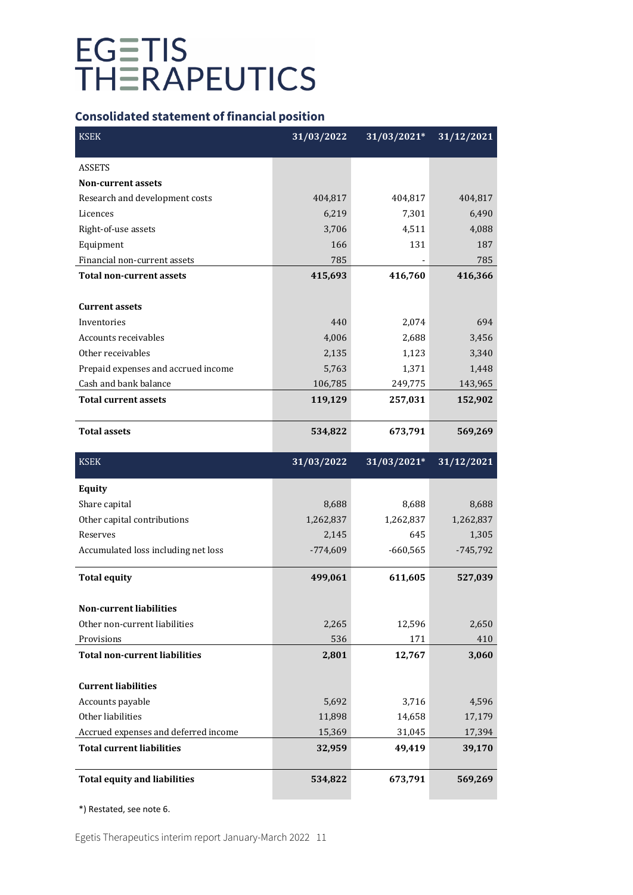EGETIS THERAPEUTICS

## Consolidated statement of financial position

| KSEK | 31/03/2022 | 31/03/2021* | 31/12/2021 |
|---|---|---|---|
| ASSETS | | | |
| **Non-current assets** | | | |
| Research and development costs | 404,817 | 404,817 | 404,817 |
| Licences | 6,219 | 7,301 | 6,490 |
| Right-of-use assets | 3,706 | 4,511 | 4,088 |
| Equipment | 166 | 131 | 187 |
| Financial non-current assets | 785 | - | 785 |
| **Total non-current assets** | **415,693** | **416,760** | **416,366** |
| | | | |
| **Current assets** | | | |
| Inventories | 440 | 2,074 | 694 |
| Accounts receivables | 4,006 | 2,688 | 3,456 |
| Other receivables | 2,135 | 1,123 | 3,340 |
| Prepaid expenses and accrued income | 5,763 | 1,371 | 1,448 |
| Cash and bank balance | 106,785 | 249,775 | 143,965 |
| **Total current assets** | **119,129** | **257,031** | **152,902** |
| | | | |
| **Total assets** | **534,822** | **673,791** | **569,269** |

| KSEK | 31/03/2022 | 31/03/2021* | 31/12/2021 |
|---|---|---|---|
| **Equity** | | | |
| Share capital | 8,688 | 8,688 | 8,688 |
| Other capital contributions | 1,262,837 | 1,262,837 | 1,262,837 |
| Reserves | 2,145 | 645 | 1,305 |
| Accumulated loss including net loss | -774,609 | -660,565 | -745,792 |
| **Total equity** | **499,061** | **611,605** | **527,039** |
| | | | |
| **Non-current liabilities** | | | |
| Other non-current liabilities | 2,265 | 12,596 | 2,650 |
| Provisions | 536 | 171 | 410 |
| **Total non-current liabilities** | **2,801** | **12,767** | **3,060** |
| | | | |
| **Current liabilities** | | | |
| Accounts payable | 5,692 | 3,716 | 4,596 |
| Other liabilities | 11,898 | 14,658 | 17,179 |
| Accrued expenses and deferred income | 15,369 | 31,045 | 17,394 |
| **Total current liabilities** | **32,959** | **49,419** | **39,170** |
| | | | |
| **Total equity and liabilities** | **534,822** | **673,791** | **569,269** |

*) Restated, see note 6.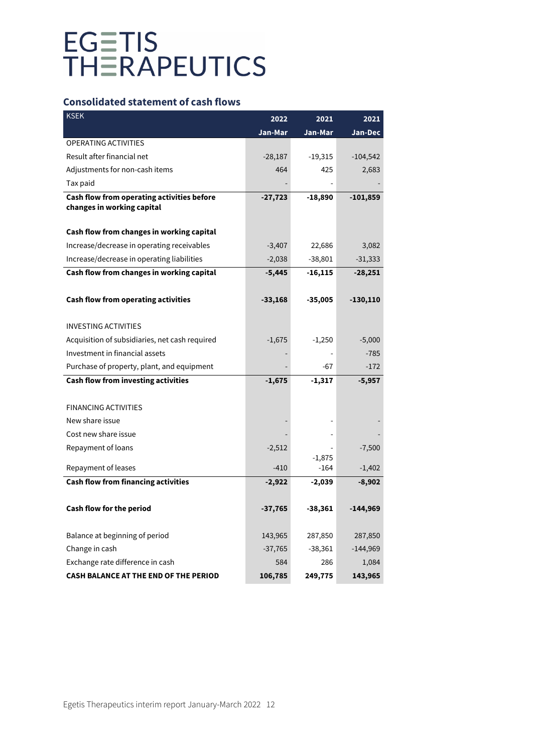EGETIS THERAPEUTICS

## Consolidated statement of cash flows

| KSEK | 2022 Jan-Mar | 2021 Jan-Mar | 2021 Jan-Dec |
|---|---|---|---|
| OPERATING ACTIVITIES | | | |
| Result after financial net | -28,187 | -19,315 | -104,542 |
| Adjustments for non-cash items | 464 | 425 | 2,683 |
| Tax paid | - | - | - |
| **Cash flow from operating activities before changes in working capital** | **-27,723** | **-18,890** | **-101,859** |
| | | | |
| **Cash flow from changes in working capital** | | | |
| Increase/decrease in operating receivables | -3,407 | 22,686 | 3,082 |
| Increase/decrease in operating liabilities | -2,038 | -38,801 | -31,333 |
| **Cash flow from changes in working capital** | **-5,445** | **-16,115** | **-28,251** |
| | | | |
| **Cash flow from operating activities** | **-33,168** | **-35,005** | **-130,110** |
| | | | |
| INVESTING ACTIVITIES | | | |
| Acquisition of subsidiaries, net cash required | -1,675 | -1,250 | -5,000 |
| Investment in financial assets | - | - | -785 |
| Purchase of property, plant, and equipment | - | -67 | -172 |
| **Cash flow from investing activities** | **-1,675** | **-1,317** | **-5,957** |
| | | | |
| FINANCING ACTIVITIES | | | |
| New share issue | - | - | - |
| Cost new share issue | - | - | - |
| Repayment of loans | -2,512 | -<br>-1,875 | -7,500 |
| Repayment of leases | -410 | -164 | -1,402 |
| **Cash flow from financing activities** | **-2,922** | **-2,039** | **-8,902** |
| | | | |
| **Cash flow for the period** | **-37,765** | **-38,361** | **-144,969** |
| | | | |
| Balance at beginning of period | 143,965 | 287,850 | 287,850 |
| Change in cash | -37,765 | -38,361 | -144,969 |
| Exchange rate difference in cash | 584 | 286 | 1,084 |
| **CASH BALANCE AT THE END OF THE PERIOD** | **106,785** | **249,775** | **143,965** |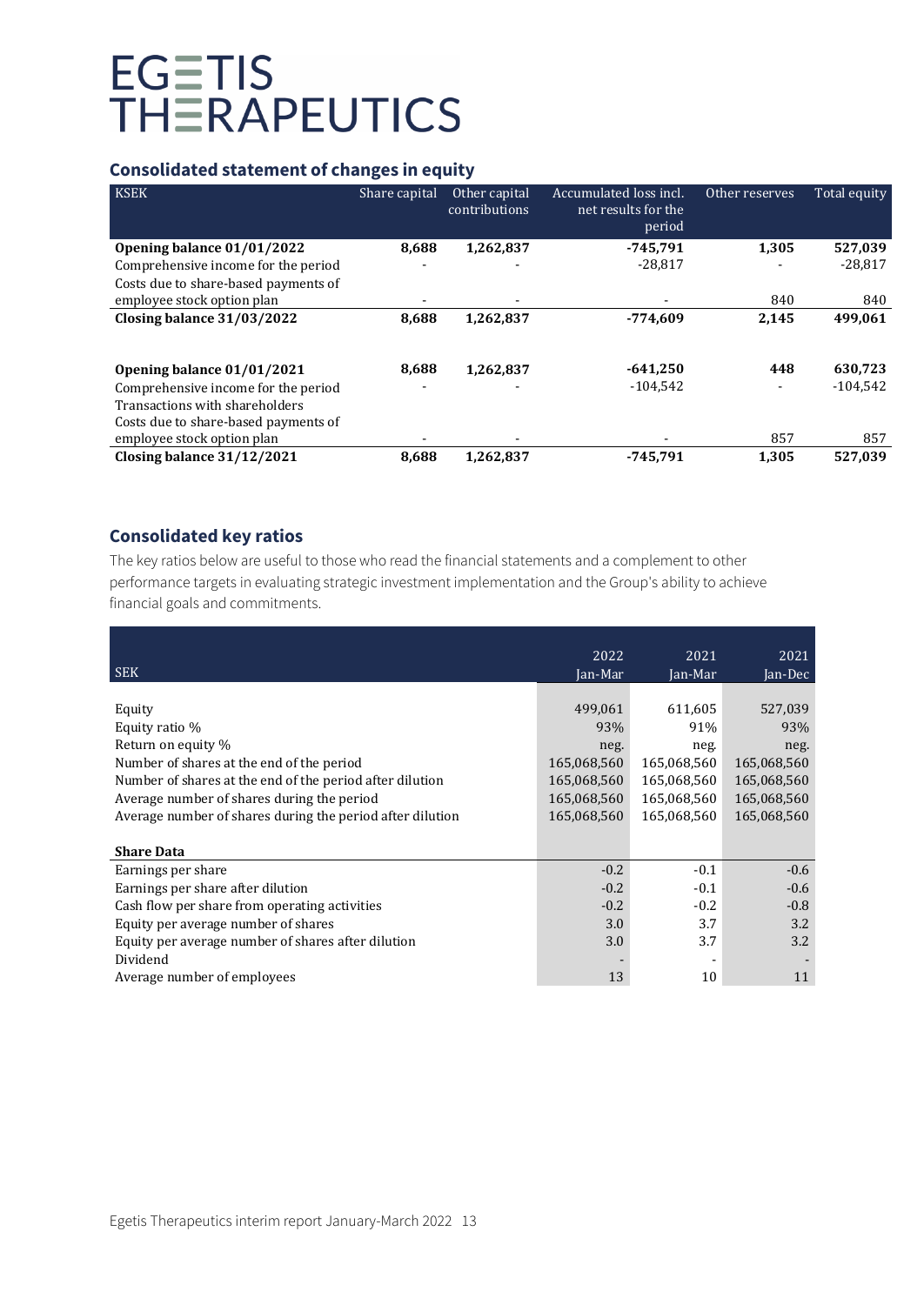## Consolidated statement of changes in equity

| KSEK | Share capital | Other capital contributions | Accumulated loss incl. net results for the period | Other reserves | Total equity |
|---|---|---|---|---|---|
| **Opening balance 01/01/2022** | **8,688** | **1,262,837** | **-745,791** | **1,305** | **527,039** |
| Comprehensive income for the period | - | - | -28,817 | - | -28,817 |
| Costs due to share-based payments of employee stock option plan | - | - | - | 840 | 840 |
| **Closing balance 31/03/2022** | **8,688** | **1,262,837** | **-774,609** | **2,145** | **499,061** |
| | | | | | |
| **Opening balance 01/01/2021** | **8,688** | **1,262,837** | **-641,250** | **448** | **630,723** |
| Comprehensive income for the period | - | - | -104,542 | - | -104,542 |
| Transactions with shareholders | | | | | |
| Costs due to share-based payments of employee stock option plan | - | - | - | 857 | 857 |
| **Closing balance 31/12/2021** | **8,688** | **1,262,837** | **-745,791** | **1,305** | **527,039** |

## Consolidated key ratios

The key ratios below are useful to those who read the financial statements and a complement to other performance targets in evaluating strategic investment implementation and the Group's ability to achieve financial goals and commitments.

| SEK | 2022 Jan-Mar | 2021 Jan-Mar | 2021 Jan-Dec |
|---|---|---|---|
| Equity | 499,061 | 611,605 | 527,039 |
| Equity ratio % | 93% | 91% | 93% |
| Return on equity % | neg. | neg. | neg. |
| Number of shares at the end of the period | 165,068,560 | 165,068,560 | 165,068,560 |
| Number of shares at the end of the period after dilution | 165,068,560 | 165,068,560 | 165,068,560 |
| Average number of shares during the period | 165,068,560 | 165,068,560 | 165,068,560 |
| Average number of shares during the period after dilution | 165,068,560 | 165,068,560 | 165,068,560 |
| | | | |
| **Share Data** | | | |
| Earnings per share | -0.2 | -0.1 | -0.6 |
| Earnings per share after dilution | -0.2 | -0.1 | -0.6 |
| Cash flow per share from operating activities | -0.2 | -0.2 | -0.8 |
| Equity per average number of shares | 3.0 | 3.7 | 3.2 |
| Equity per average number of shares after dilution | 3.0 | 3.7 | 3.2 |
| Dividend | - | - | - |
| Average number of employees | 13 | 10 | 11 |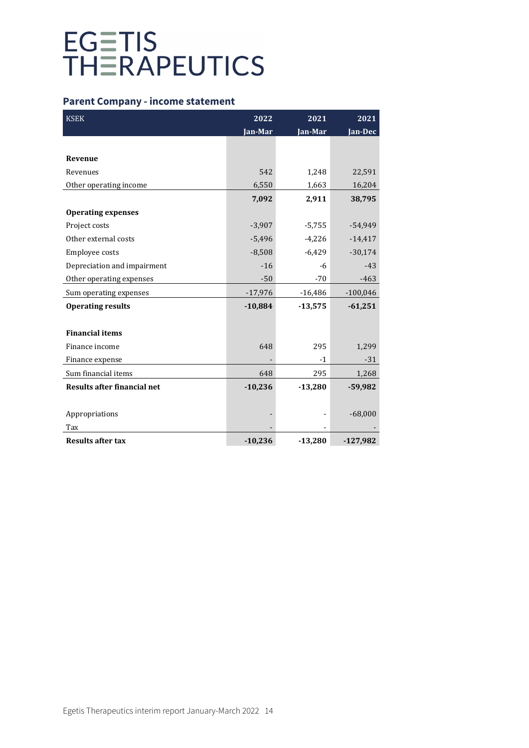## Parent Company - income statement

| KSEK | 2022 Jan-Mar | 2021 Jan-Mar | 2021 Jan-Dec |
|---|---|---|---|
| **Revenue** | | | |
| Revenues | 542 | 1,248 | 22,591 |
| Other operating income | 6,550 | 1,663 | 16,204 |
| | **7,092** | **2,911** | **38,795** |
| **Operating expenses** | | | |
| Project costs | -3,907 | -5,755 | -54,949 |
| Other external costs | -5,496 | -4,226 | -14,417 |
| Employee costs | -8,508 | -6,429 | -30,174 |
| Depreciation and impairment | -16 | -6 | -43 |
| Other operating expenses | -50 | -70 | -463 |
| Sum operating expenses | -17,976 | -16,486 | -100,046 |
| **Operating results** | **-10,884** | **-13,575** | **-61,251** |
| **Financial items** | | | |
| Finance income | 648 | 295 | 1,299 |
| Finance expense | - | -1 | -31 |
| Sum financial items | 648 | 295 | 1,268 |
| **Results after financial net** | **-10,236** | **-13,280** | **-59,982** |
| Appropriations | - | - | -68,000 |
| Tax | - | - | - |
| **Results after tax** | **-10,236** | **-13,280** | **-127,982** |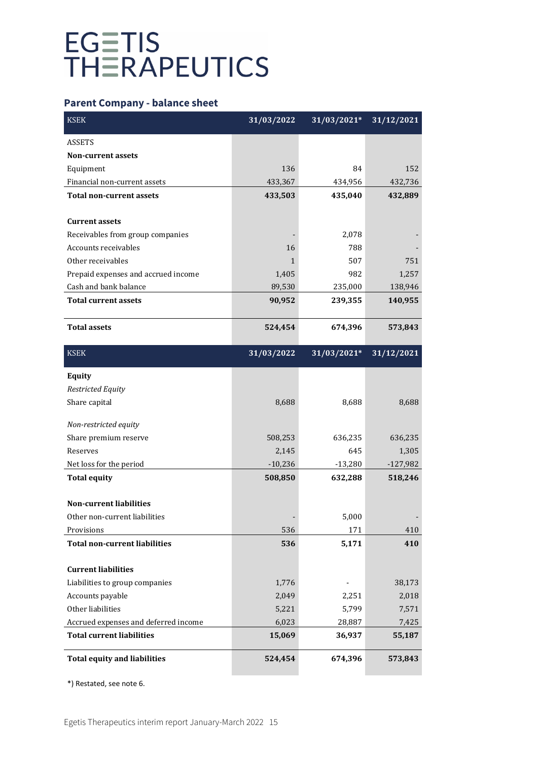# EGETIS THERAPEUTICS

## Parent Company - balance sheet

| KSEK | 31/03/2022 | 31/03/2021* | 31/12/2021 |
|---|---|---|---|
| ASSETS | | | |
| **Non-current assets** | | | |
| Equipment | 136 | 84 | 152 |
| Financial non-current assets | 433,367 | 434,956 | 432,736 |
| **Total non-current assets** | **433,503** | **435,040** | **432,889** |
| | | | |
| **Current assets** | | | |
| Receivables from group companies | - | 2,078 | - |
| Accounts receivables | 16 | 788 | - |
| Other receivables | 1 | 507 | 751 |
| Prepaid expenses and accrued income | 1,405 | 982 | 1,257 |
| Cash and bank balance | 89,530 | 235,000 | 138,946 |
| **Total current assets** | **90,952** | **239,355** | **140,955** |
| | | | |
| **Total assets** | **524,454** | **674,396** | **573,843** |

| KSEK | 31/03/2022 | 31/03/2021* | 31/12/2021 |
|---|---|---|---|
| **Equity** | | | |
| *Restricted Equity* | | | |
| Share capital | 8,688 | 8,688 | 8,688 |
| | | | |
| *Non-restricted equity* | | | |
| Share premium reserve | 508,253 | 636,235 | 636,235 |
| Reserves | 2,145 | 645 | 1,305 |
| Net loss for the period | -10,236 | -13,280 | -127,982 |
| **Total equity** | **508,850** | **632,288** | **518,246** |
| | | | |
| **Non-current liabilities** | | | |
| Other non-current liabilities | - | 5,000 | - |
| Provisions | 536 | 171 | 410 |
| **Total non-current liabilities** | **536** | **5,171** | **410** |
| | | | |
| **Current liabilities** | | | |
| Liabilities to group companies | 1,776 | - | 38,173 |
| Accounts payable | 2,049 | 2,251 | 2,018 |
| Other liabilities | 5,221 | 5,799 | 7,571 |
| Accrued expenses and deferred income | 6,023 | 28,887 | 7,425 |
| **Total current liabilities** | **15,069** | **36,937** | **55,187** |
| | | | |
| **Total equity and liabilities** | **524,454** | **674,396** | **573,843** |

*) Restated, see note 6.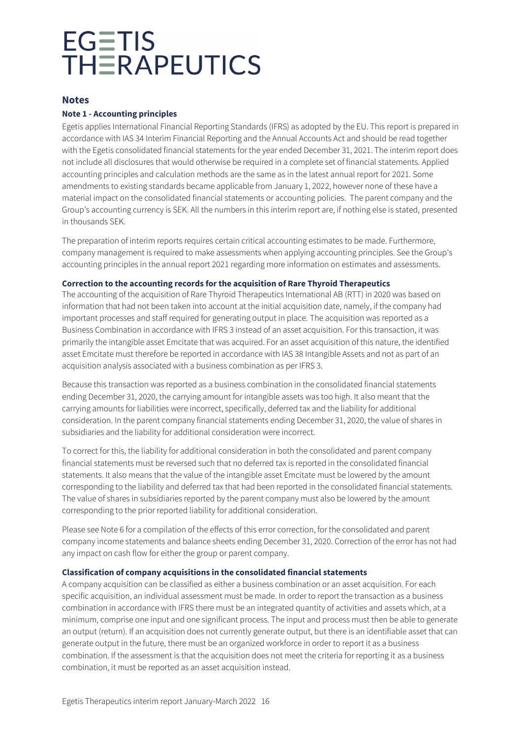## Notes

### Note 1 - Accounting principles

Egetis applies International Financial Reporting Standards (IFRS) as adopted by the EU. This report is prepared in accordance with IAS 34 Interim Financial Reporting and the Annual Accounts Act and should be read together with the Egetis consolidated financial statements for the year ended December 31, 2021. The interim report does not include all disclosures that would otherwise be required in a complete set of financial statements. Applied accounting principles and calculation methods are the same as in the latest annual report for 2021. Some amendments to existing standards became applicable from January 1, 2022, however none of these have a material impact on the consolidated financial statements or accounting policies. The parent company and the Group's accounting currency is SEK. All the numbers in this interim report are, if nothing else is stated, presented in thousands SEK.

The preparation of interim reports requires certain critical accounting estimates to be made. Furthermore, company management is required to make assessments when applying accounting principles. See the Group's accounting principles in the annual report 2021 regarding more information on estimates and assessments.

#### Correction to the accounting records for the acquisition of Rare Thyroid Therapeutics

The accounting of the acquisition of Rare Thyroid Therapeutics International AB (RTT) in 2020 was based on information that had not been taken into account at the initial acquisition date, namely, if the company had important processes and staff required for generating output in place. The acquisition was reported as a Business Combination in accordance with IFRS 3 instead of an asset acquisition. For this transaction, it was primarily the intangible asset Emcitate that was acquired. For an asset acquisition of this nature, the identified asset Emcitate must therefore be reported in accordance with IAS 38 Intangible Assets and not as part of an acquisition analysis associated with a business combination as per IFRS 3.

Because this transaction was reported as a business combination in the consolidated financial statements ending December 31, 2020, the carrying amount for intangible assets was too high. It also meant that the carrying amounts for liabilities were incorrect, specifically, deferred tax and the liability for additional consideration. In the parent company financial statements ending December 31, 2020, the value of shares in subsidiaries and the liability for additional consideration were incorrect.

To correct for this, the liability for additional consideration in both the consolidated and parent company financial statements must be reversed such that no deferred tax is reported in the consolidated financial statements. It also means that the value of the intangible asset Emcitate must be lowered by the amount corresponding to the liability and deferred tax that had been reported in the consolidated financial statements. The value of shares in subsidiaries reported by the parent company must also be lowered by the amount corresponding to the prior reported liability for additional consideration.

Please see Note 6 for a compilation of the effects of this error correction, for the consolidated and parent company income statements and balance sheets ending December 31, 2020. Correction of the error has not had any impact on cash flow for either the group or parent company.

#### Classification of company acquisitions in the consolidated financial statements

A company acquisition can be classified as either a business combination or an asset acquisition. For each specific acquisition, an individual assessment must be made. In order to report the transaction as a business combination in accordance with IFRS there must be an integrated quantity of activities and assets which, at a minimum, comprise one input and one significant process. The input and process must then be able to generate an output (return). If an acquisition does not currently generate output, but there is an identifiable asset that can generate output in the future, there must be an organized workforce in order to report it as a business combination. If the assessment is that the acquisition does not meet the criteria for reporting it as a business combination, it must be reported as an asset acquisition instead.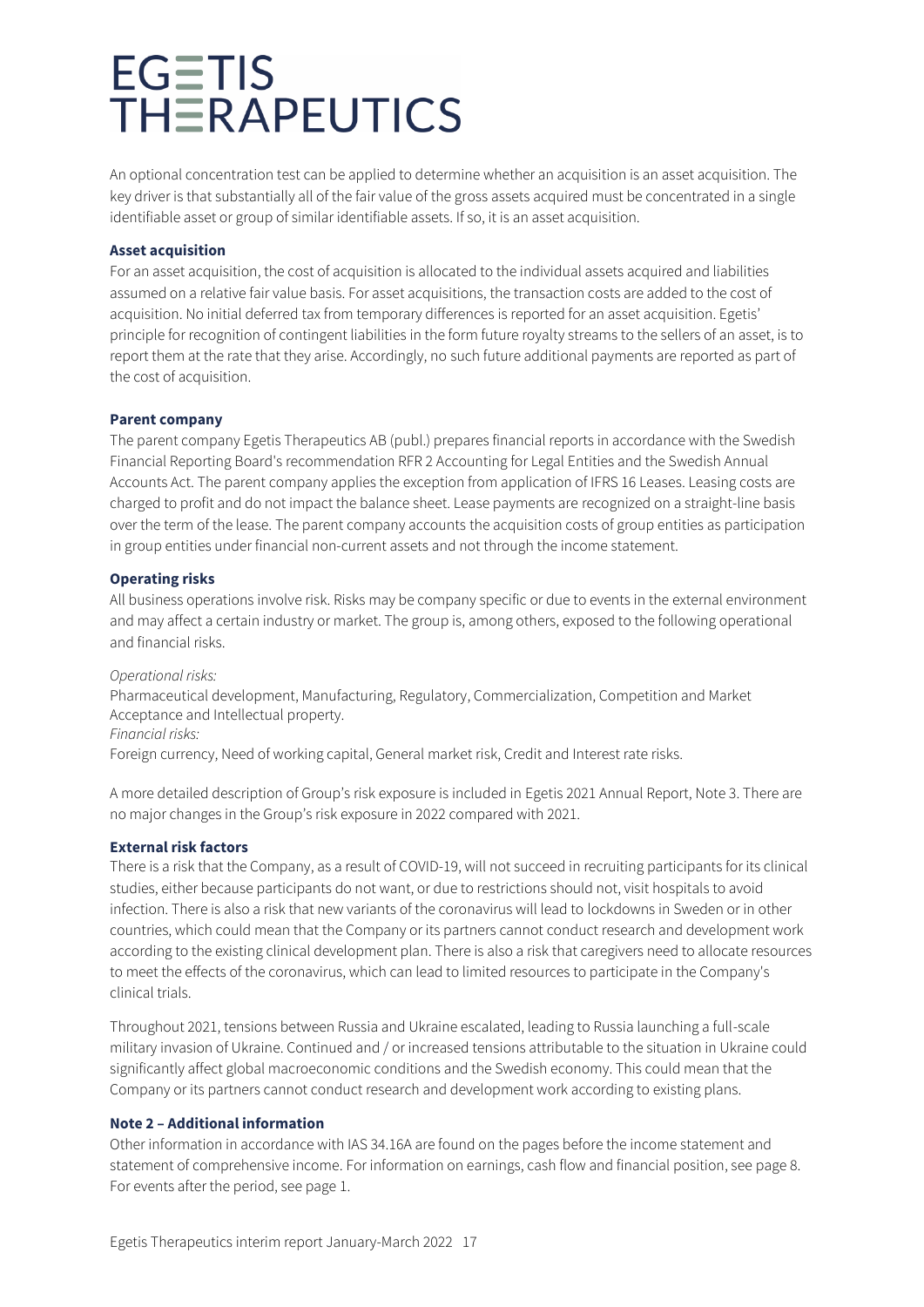An optional concentration test can be applied to determine whether an acquisition is an asset acquisition. The key driver is that substantially all of the fair value of the gross assets acquired must be concentrated in a single identifiable asset or group of similar identifiable assets. If so, it is an asset acquisition.

**Asset acquisition**

For an asset acquisition, the cost of acquisition is allocated to the individual assets acquired and liabilities assumed on a relative fair value basis. For asset acquisitions, the transaction costs are added to the cost of acquisition. No initial deferred tax from temporary differences is reported for an asset acquisition. Egetis' principle for recognition of contingent liabilities in the form future royalty streams to the sellers of an asset, is to report them at the rate that they arise. Accordingly, no such future additional payments are reported as part of the cost of acquisition.

**Parent company**

The parent company Egetis Therapeutics AB (publ.) prepares financial reports in accordance with the Swedish Financial Reporting Board's recommendation RFR 2 Accounting for Legal Entities and the Swedish Annual Accounts Act. The parent company applies the exception from application of IFRS 16 Leases. Leasing costs are charged to profit and do not impact the balance sheet. Lease payments are recognized on a straight-line basis over the term of the lease. The parent company accounts the acquisition costs of group entities as participation in group entities under financial non-current assets and not through the income statement.

**Operating risks**

All business operations involve risk. Risks may be company specific or due to events in the external environment and may affect a certain industry or market. The group is, among others, exposed to the following operational and financial risks.

*Operational risks:*
Pharmaceutical development, Manufacturing, Regulatory, Commercialization, Competition and Market Acceptance and Intellectual property.
*Financial risks:*
Foreign currency, Need of working capital, General market risk, Credit and Interest rate risks.

A more detailed description of Group's risk exposure is included in Egetis 2021 Annual Report, Note 3. There are no major changes in the Group's risk exposure in 2022 compared with 2021.

**External risk factors**

There is a risk that the Company, as a result of COVID-19, will not succeed in recruiting participants for its clinical studies, either because participants do not want, or due to restrictions should not, visit hospitals to avoid infection. There is also a risk that new variants of the coronavirus will lead to lockdowns in Sweden or in other countries, which could mean that the Company or its partners cannot conduct research and development work according to the existing clinical development plan. There is also a risk that caregivers need to allocate resources to meet the effects of the coronavirus, which can lead to limited resources to participate in the Company's clinical trials.

Throughout 2021, tensions between Russia and Ukraine escalated, leading to Russia launching a full-scale military invasion of Ukraine. Continued and / or increased tensions attributable to the situation in Ukraine could significantly affect global macroeconomic conditions and the Swedish economy. This could mean that the Company or its partners cannot conduct research and development work according to existing plans.

**Note 2 – Additional information**

Other information in accordance with IAS 34.16A are found on the pages before the income statement and statement of comprehensive income. For information on earnings, cash flow and financial position, see page 8. For events after the period, see page 1.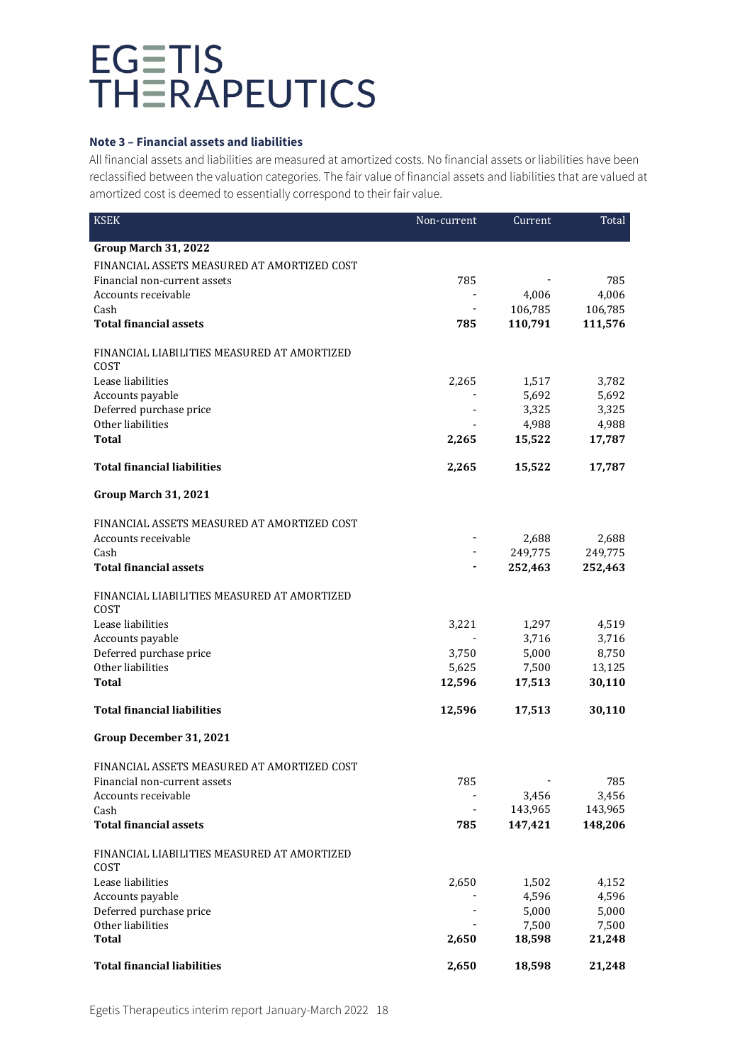### Note 3 – Financial assets and liabilities

All financial assets and liabilities are measured at amortized costs. No financial assets or liabilities have been reclassified between the valuation categories. The fair value of financial assets and liabilities that are valued at amortized cost is deemed to essentially correspond to their fair value.

| KSEK | Non-current | Current | Total |
|---|---|---|---|
| **Group March 31, 2022** | | | |
| FINANCIAL ASSETS MEASURED AT AMORTIZED COST | | | |
| Financial non-current assets | 785 | - | 785 |
| Accounts receivable | - | 4,006 | 4,006 |
| Cash | - | 106,785 | 106,785 |
| **Total financial assets** | **785** | **110,791** | **111,576** |
| FINANCIAL LIABILITIES MEASURED AT AMORTIZED COST | | | |
| Lease liabilities | 2,265 | 1,517 | 3,782 |
| Accounts payable | - | 5,692 | 5,692 |
| Deferred purchase price | - | 3,325 | 3,325 |
| Other liabilities | - | 4,988 | 4,988 |
| **Total** | **2,265** | **15,522** | **17,787** |
| **Total financial liabilities** | **2,265** | **15,522** | **17,787** |
| **Group March 31, 2021** | | | |
| FINANCIAL ASSETS MEASURED AT AMORTIZED COST | | | |
| Accounts receivable | - | 2,688 | 2,688 |
| Cash | - | 249,775 | 249,775 |
| **Total financial assets** | **-** | **252,463** | **252,463** |
| FINANCIAL LIABILITIES MEASURED AT AMORTIZED COST | | | |
| Lease liabilities | 3,221 | 1,297 | 4,519 |
| Accounts payable | - | 3,716 | 3,716 |
| Deferred purchase price | 3,750 | 5,000 | 8,750 |
| Other liabilities | 5,625 | 7,500 | 13,125 |
| **Total** | **12,596** | **17,513** | **30,110** |
| **Total financial liabilities** | **12,596** | **17,513** | **30,110** |
| **Group December 31, 2021** | | | |
| FINANCIAL ASSETS MEASURED AT AMORTIZED COST | | | |
| Financial non-current assets | 785 | - | 785 |
| Accounts receivable | - | 3,456 | 3,456 |
| Cash | - | 143,965 | 143,965 |
| **Total financial assets** | **785** | **147,421** | **148,206** |
| FINANCIAL LIABILITIES MEASURED AT AMORTIZED COST | | | |
| Lease liabilities | 2,650 | 1,502 | 4,152 |
| Accounts payable | - | 4,596 | 4,596 |
| Deferred purchase price | - | 5,000 | 5,000 |
| Other liabilities | - | 7,500 | 7,500 |
| **Total** | **2,650** | **18,598** | **21,248** |
| **Total financial liabilities** | **2,650** | **18,598** | **21,248** |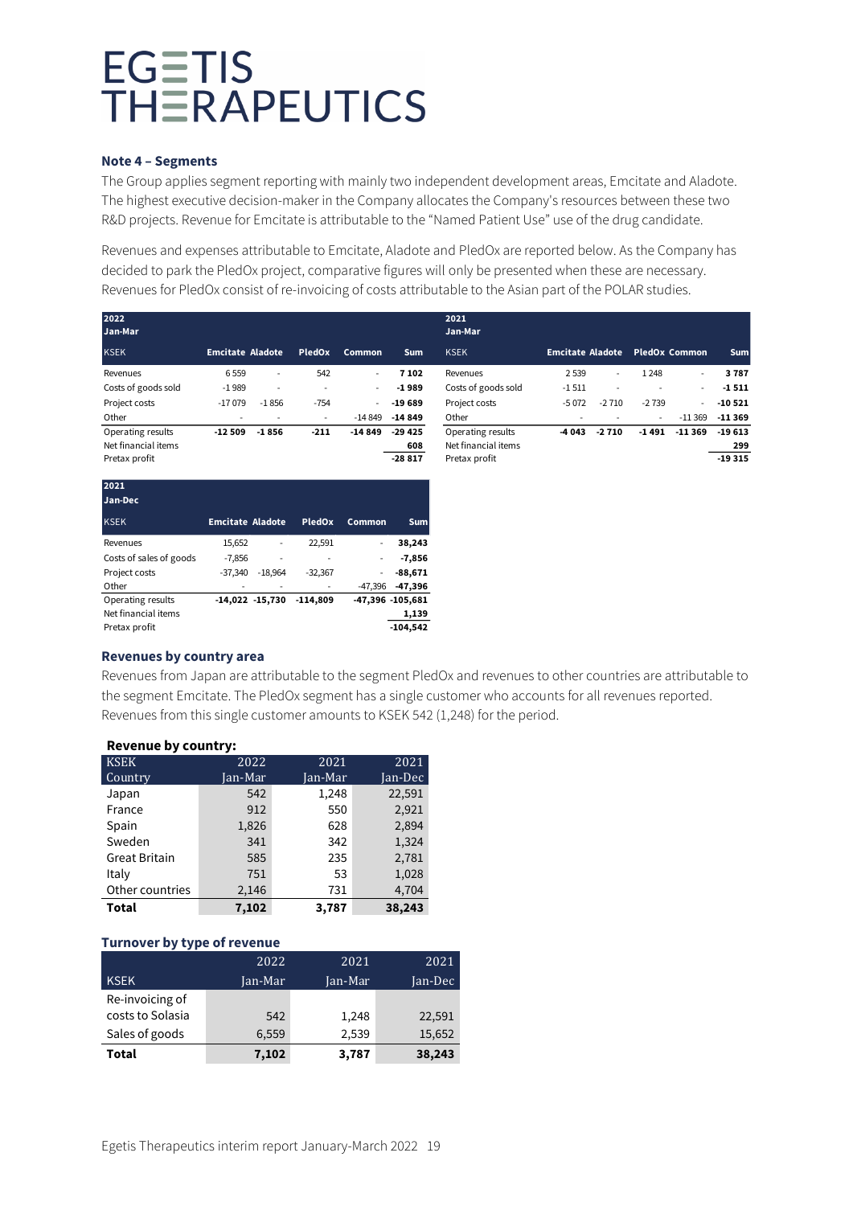### Note 4 – Segments

The Group applies segment reporting with mainly two independent development areas, Emcitate and Aladote. The highest executive decision-maker in the Company allocates the Company's resources between these two R&D projects. Revenue for Emcitate is attributable to the "Named Patient Use" use of the drug candidate.

Revenues and expenses attributable to Emcitate, Aladote and PledOx are reported below. As the Company has decided to park the PledOx project, comparative figures will only be presented when these are necessary. Revenues for PledOx consist of re-invoicing of costs attributable to the Asian part of the POLAR studies.

**2022 Jan-Mar**

| KSEK | Emcitate | Aladote | PledOx | Common | Sum |
|---|---|---|---|---|---|
| Revenues | 6 559 | - | 542 | - | **7 102** |
| Costs of goods sold | -1 989 | - | - | - | **-1 989** |
| Project costs | -17 079 | -1 856 | -754 | - | **-19 689** |
| Other | - | - | - | -14 849 | **-14 849** |
| Operating results | **-12 509** | **-1 856** | **-211** | **-14 849** | **-29 425** |
| Net financial items | | | | | **608** |
| Pretax profit | | | | | **-28 817** |

**2021 Jan-Mar**

| KSEK | Emcitate | Aladote | PledOx | Common | Sum |
|---|---|---|---|---|---|
| Revenues | 2 539 | - | 1 248 | - | **3 787** |
| Costs of goods sold | -1 511 | - | - | - | **-1 511** |
| Project costs | -5 072 | -2 710 | -2 739 | - | **-10 521** |
| Other | - | - | - | -11 369 | **-11 369** |
| Operating results | **-4 043** | **-2 710** | **-1 491** | **-11 369** | **-19 613** |
| Net financial items | | | | | **299** |
| Pretax profit | | | | | **-19 315** |

**2021 Jan-Dec**

| KSEK | Emcitate | Aladote | PledOx | Common | Sum |
|---|---|---|---|---|---|
| Revenues | 15,652 | - | 22,591 | - | **38,243** |
| Costs of sales of goods | -7,856 | - | - | - | **-7,856** |
| Project costs | -37,340 | -18,964 | -32,367 | - | **-88,671** |
| Other | - | - | - | -47,396 | **-47,396** |
| Operating results | **-14,022** | **-15,730** | **-114,809** | **-47,396** | **-105,681** |
| Net financial items | | | | | **1,139** |
| Pretax profit | | | | | **-104,542** |

### Revenues by country area

Revenues from Japan are attributable to the segment PledOx and revenues to other countries are attributable to the segment Emcitate. The PledOx segment has a single customer who accounts for all revenues reported. Revenues from this single customer amounts to KSEK 542 (1,248) for the period.

**Revenue by country:**

| KSEK Country | 2022 Jan-Mar | 2021 Jan-Mar | 2021 Jan-Dec |
|---|---|---|---|
| Japan | 542 | 1,248 | 22,591 |
| France | 912 | 550 | 2,921 |
| Spain | 1,826 | 628 | 2,894 |
| Sweden | 341 | 342 | 1,324 |
| Great Britain | 585 | 235 | 2,781 |
| Italy | 751 | 53 | 1,028 |
| Other countries | 2,146 | 731 | 4,704 |
| **Total** | **7,102** | **3,787** | **38,243** |

### Turnover by type of revenue

| KSEK | 2022 Jan-Mar | 2021 Jan-Mar | 2021 Jan-Dec |
|---|---|---|---|
| Re-invoicing of costs to Solasia | 542 | 1,248 | 22,591 |
| Sales of goods | 6,559 | 2,539 | 15,652 |
| **Total** | **7,102** | **3,787** | **38,243** |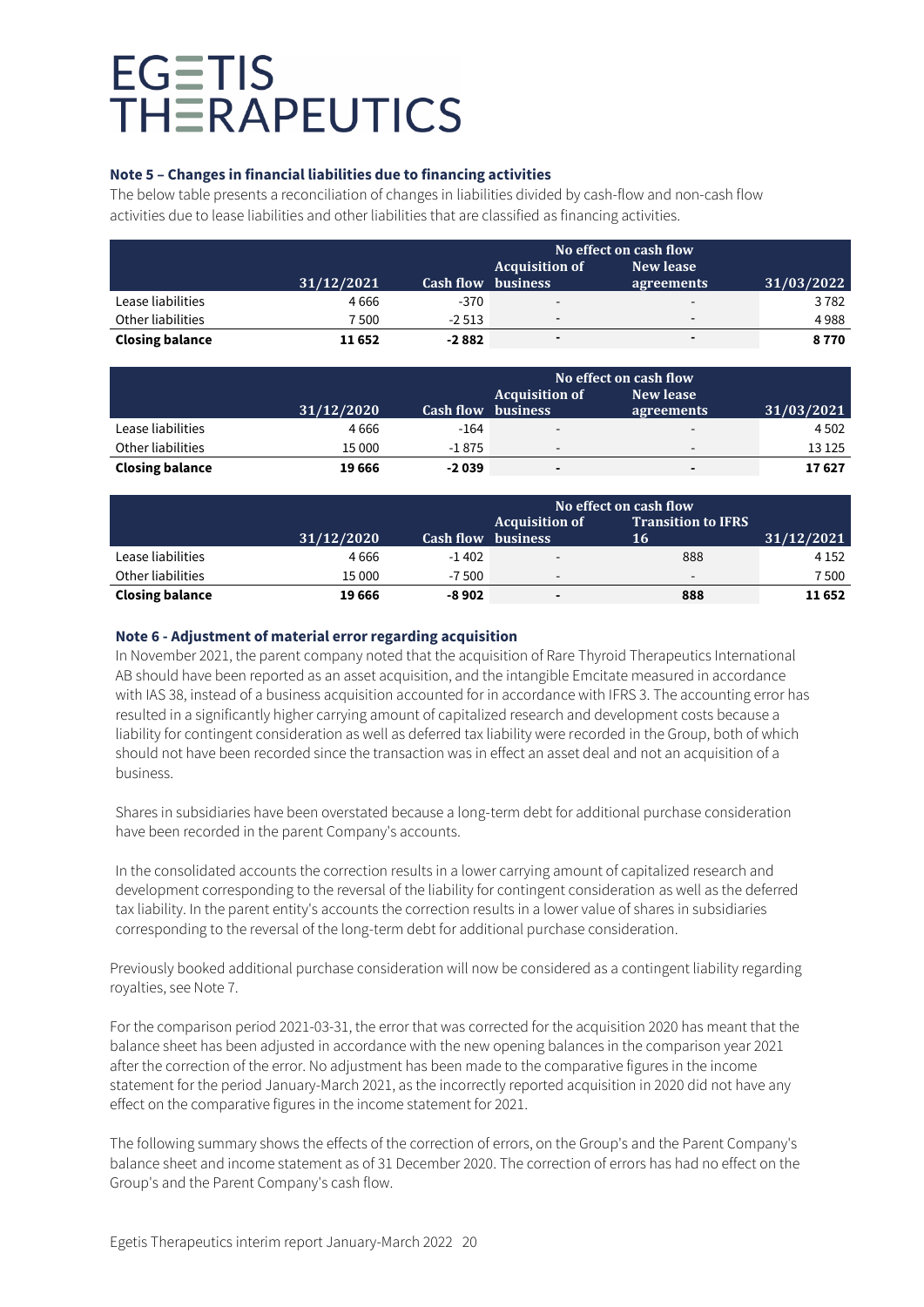EGETIS THERAPEUTICS

### Note 5 – Changes in financial liabilities due to financing activities

The below table presents a reconciliation of changes in liabilities divided by cash-flow and non-cash flow activities due to lease liabilities and other liabilities that are classified as financing activities.

| | | | No effect on cash flow | | |
|---|---|---|---|---|---|
| | 31/12/2021 | Cash flow | Acquisition of business | New lease agreements | 31/03/2022 |
| Lease liabilities | 4 666 | -370 | - | - | 3 782 |
| Other liabilities | 7 500 | -2 513 | - | - | 4 988 |
| **Closing balance** | **11 652** | **-2 882** | **-** | **-** | **8 770** |

| | | | No effect on cash flow | | |
|---|---|---|---|---|---|
| | 31/12/2020 | Cash flow | Acquisition of business | New lease agreements | 31/03/2021 |
| Lease liabilities | 4 666 | -164 | - | - | 4 502 |
| Other liabilities | 15 000 | -1 875 | - | - | 13 125 |
| **Closing balance** | **19 666** | **-2 039** | **-** | **-** | **17 627** |

| | | | No effect on cash flow | | |
|---|---|---|---|---|---|
| | 31/12/2020 | Cash flow | Acquisition of business | Transition to IFRS 16 | 31/12/2021 |
| Lease liabilities | 4 666 | -1 402 | - | 888 | 4 152 |
| Other liabilities | 15 000 | -7 500 | - | - | 7 500 |
| **Closing balance** | **19 666** | **-8 902** | **-** | **888** | **11 652** |

### Note 6 - Adjustment of material error regarding acquisition

In November 2021, the parent company noted that the acquisition of Rare Thyroid Therapeutics International AB should have been reported as an asset acquisition, and the intangible Emcitate measured in accordance with IAS 38, instead of a business acquisition accounted for in accordance with IFRS 3. The accounting error has resulted in a significantly higher carrying amount of capitalized research and development costs because a liability for contingent consideration as well as deferred tax liability were recorded in the Group, both of which should not have been recorded since the transaction was in effect an asset deal and not an acquisition of a business.

Shares in subsidiaries have been overstated because a long-term debt for additional purchase consideration have been recorded in the parent Company's accounts.

In the consolidated accounts the correction results in a lower carrying amount of capitalized research and development corresponding to the reversal of the liability for contingent consideration as well as the deferred tax liability. In the parent entity's accounts the correction results in a lower value of shares in subsidiaries corresponding to the reversal of the long-term debt for additional purchase consideration.

Previously booked additional purchase consideration will now be considered as a contingent liability regarding royalties, see Note 7.

For the comparison period 2021-03-31, the error that was corrected for the acquisition 2020 has meant that the balance sheet has been adjusted in accordance with the new opening balances in the comparison year 2021 after the correction of the error. No adjustment has been made to the comparative figures in the income statement for the period January-March 2021, as the incorrectly reported acquisition in 2020 did not have any effect on the comparative figures in the income statement for 2021.

The following summary shows the effects of the correction of errors, on the Group's and the Parent Company's balance sheet and income statement as of 31 December 2020. The correction of errors has had no effect on the Group's and the Parent Company's cash flow.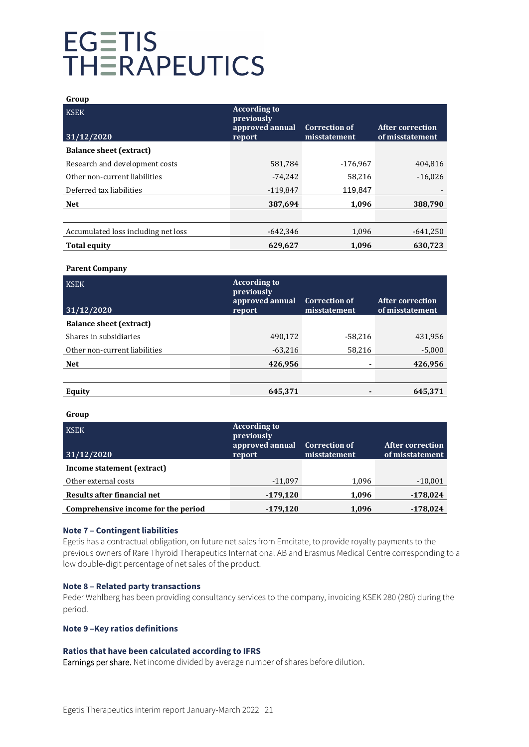**Group**

| KSEK<br>31/12/2020 | According to previously approved annual report | Correction of misstatement | After correction of misstatement |
|---|---|---|---|
| **Balance sheet (extract)** | | | |
| Research and development costs | 581,784 | -176,967 | 404,816 |
| Other non-current liabilities | -74,242 | 58,216 | -16,026 |
| Deferred tax liabilities | -119,847 | 119,847 | - |
| **Net** | **387,694** | **1,096** | **388,790** |
| | | | |
| Accumulated loss including net loss | -642,346 | 1,096 | -641,250 |
| **Total equity** | **629,627** | **1,096** | **630,723** |

**Parent Company**

| KSEK<br>31/12/2020 | According to previously approved annual report | Correction of misstatement | After correction of misstatement |
|---|---|---|---|
| **Balance sheet (extract)** | | | |
| Shares in subsidiaries | 490,172 | -58,216 | 431,956 |
| Other non-current liabilities | -63,216 | 58,216 | -5,000 |
| **Net** | **426,956** | **-** | **426,956** |
| | | | |
| **Equity** | **645,371** | **-** | **645,371** |

**Group**

| KSEK<br>31/12/2020 | According to previously approved annual report | Correction of misstatement | After correction of misstatement |
|---|---|---|---|
| **Income statement (extract)** | | | |
| Other external costs | -11,097 | 1,096 | -10,001 |
| **Results after financial net** | **-179,120** | **1,096** | **-178,024** |
| **Comprehensive income for the period** | **-179,120** | **1,096** | **-178,024** |

### Note 7 – Contingent liabilities

Egetis has a contractual obligation, on future net sales from Emcitate, to provide royalty payments to the previous owners of Rare Thyroid Therapeutics International AB and Erasmus Medical Centre corresponding to a low double-digit percentage of net sales of the product.

### Note 8 – Related party transactions

Peder Wahlberg has been providing consultancy services to the company, invoicing KSEK 280 (280) during the period.

### Note 9 –Key ratios definitions

#### Ratios that have been calculated according to IFRS

Earnings per share. Net income divided by average number of shares before dilution.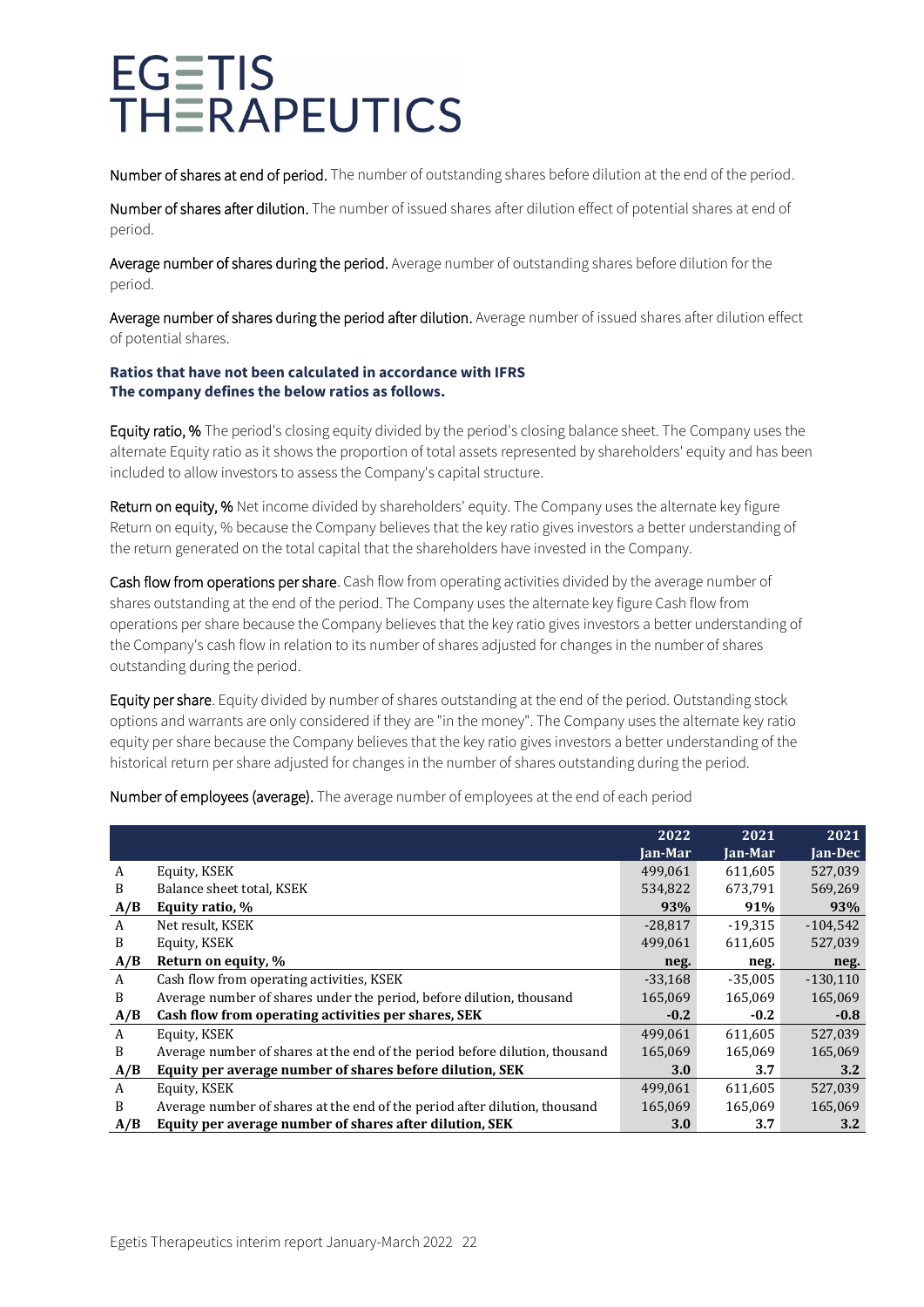Number of shares at end of period. The number of outstanding shares before dilution at the end of the period.

Number of shares after dilution. The number of issued shares after dilution effect of potential shares at end of period.

Average number of shares during the period. Average number of outstanding shares before dilution for the period.

Average number of shares during the period after dilution. Average number of issued shares after dilution effect of potential shares.

**Ratios that have not been calculated in accordance with IFRS**
**The company defines the below ratios as follows.**

Equity ratio, % The period's closing equity divided by the period's closing balance sheet. The Company uses the alternate Equity ratio as it shows the proportion of total assets represented by shareholders' equity and has been included to allow investors to assess the Company's capital structure.

Return on equity, % Net income divided by shareholders' equity. The Company uses the alternate key figure Return on equity, % because the Company believes that the key ratio gives investors a better understanding of the return generated on the total capital that the shareholders have invested in the Company.

Cash flow from operations per share. Cash flow from operating activities divided by the average number of shares outstanding at the end of the period. The Company uses the alternate key figure Cash flow from operations per share because the Company believes that the key ratio gives investors a better understanding of the Company's cash flow in relation to its number of shares adjusted for changes in the number of shares outstanding during the period.

Equity per share. Equity divided by number of shares outstanding at the end of the period. Outstanding stock options and warrants are only considered if they are "in the money". The Company uses the alternate key ratio equity per share because the Company believes that the key ratio gives investors a better understanding of the historical return per share adjusted for changes in the number of shares outstanding during the period.

Number of employees (average). The average number of employees at the end of each period

| | | 2022 Jan-Mar | 2021 Jan-Mar | 2021 Jan-Dec |
|---|---|---|---|---|
| A | Equity, KSEK | 499,061 | 611,605 | 527,039 |
| B | Balance sheet total, KSEK | 534,822 | 673,791 | 569,269 |
| **A/B** | **Equity ratio, %** | **93%** | **91%** | **93%** |
| A | Net result, KSEK | -28,817 | -19,315 | -104,542 |
| B | Equity, KSEK | 499,061 | 611,605 | 527,039 |
| **A/B** | **Return on equity, %** | **neg.** | **neg.** | **neg.** |
| A | Cash flow from operating activities, KSEK | -33,168 | -35,005 | -130,110 |
| B | Average number of shares under the period, before dilution, thousand | 165,069 | 165,069 | 165,069 |
| **A/B** | **Cash flow from operating activities per shares, SEK** | **-0.2** | **-0.2** | **-0.8** |
| A | Equity, KSEK | 499,061 | 611,605 | 527,039 |
| B | Average number of shares at the end of the period before dilution, thousand | 165,069 | 165,069 | 165,069 |
| **A/B** | **Equity per average number of shares before dilution, SEK** | **3.0** | **3.7** | **3.2** |
| A | Equity, KSEK | 499,061 | 611,605 | 527,039 |
| B | Average number of shares at the end of the period after dilution, thousand | 165,069 | 165,069 | 165,069 |
| **A/B** | **Equity per average number of shares after dilution, SEK** | **3.0** | **3.7** | **3.2** |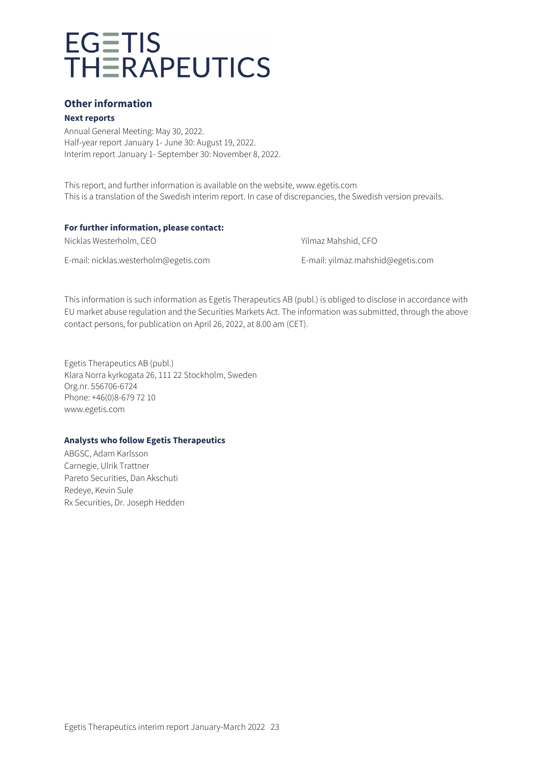EGETIS THERAPEUTICS

## Other information

### Next reports

Annual General Meeting: May 30, 2022.
Half-year report January 1- June 30: August 19, 2022.
Interim report January 1- September 30: November 8, 2022.

This report, and further information is available on the website, www.egetis.com
This is a translation of the Swedish interim report. In case of discrepancies, the Swedish version prevails.

### For further information, please contact:

Nicklas Westerholm, CEO

E-mail: nicklas.westerholm@egetis.com

Yilmaz Mahshid, CFO

E-mail: yilmaz.mahshid@egetis.com

This information is such information as Egetis Therapeutics AB (publ.) is obliged to disclose in accordance with EU market abuse regulation and the Securities Markets Act. The information was submitted, through the above contact persons, for publication on April 26, 2022, at 8.00 am (CET).

Egetis Therapeutics AB (publ.)
Klara Norra kyrkogata 26, 111 22 Stockholm, Sweden
Org.nr. 556706-6724
Phone: +46(0)8-679 72 10
www.egetis.com

### Analysts who follow Egetis Therapeutics

ABGSC, Adam Karlsson
Carnegie, Ulrik Trattner
Pareto Securities, Dan Akschuti
Redeye, Kevin Sule
Rx Securities, Dr. Joseph Hedden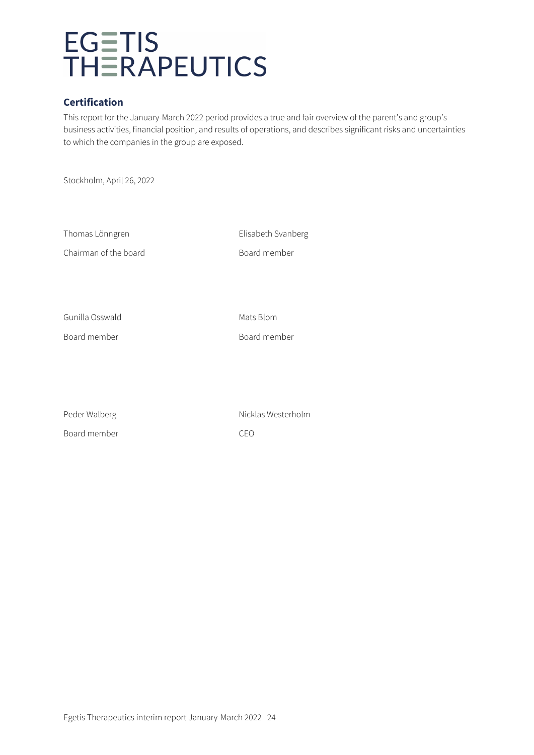EGETIS THERAPEUTICS

## Certification

This report for the January-March 2022 period provides a true and fair overview of the parent's and group's business activities, financial position, and results of operations, and describes significant risks and uncertainties to which the companies in the group are exposed.

Stockholm, April 26, 2022

| | |
|---|---|
| Thomas Lönngren<br>Chairman of the board | Elisabeth Svanberg<br>Board member |
| Gunilla Osswald<br>Board member | Mats Blom<br>Board member |
| Peder Walberg<br>Board member | Nicklas Westerholm<br>CEO |